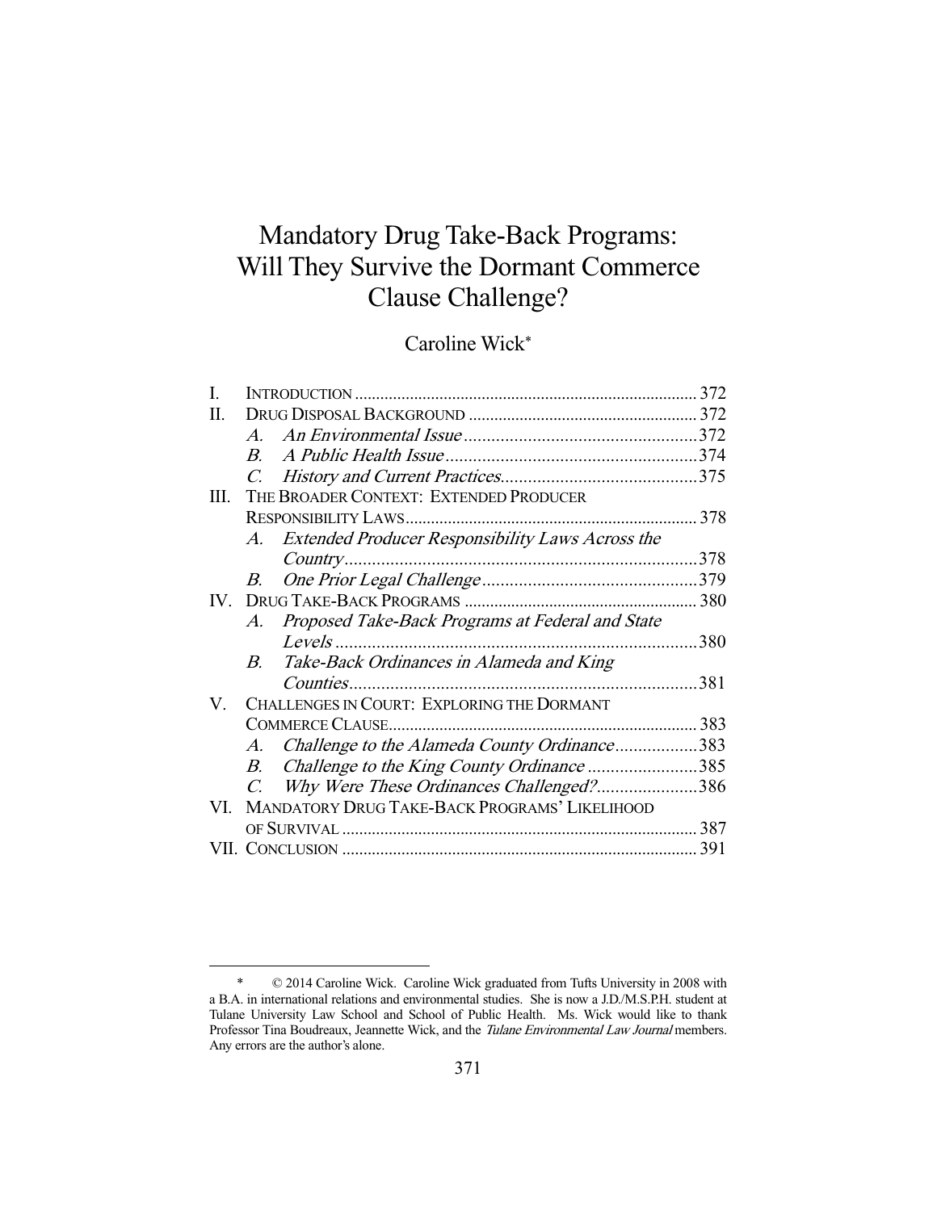# Mandatory Drug Take-Back Programs: Will They Survive the Dormant Commerce Clause Challenge?

Caroline Wick*

| | | |
|---|---|---|
| I. | INTRODUCTION | 372 |
| II. | DRUG DISPOSAL BACKGROUND | 372 |
| | *A. An Environmental Issue* | 372 |
| | *B. A Public Health Issue* | 374 |
| | *C. History and Current Practices* | 375 |
| III. | THE BROADER CONTEXT: EXTENDED PRODUCER RESPONSIBILITY LAWS | 378 |
| | *A. Extended Producer Responsibility Laws Across the Country* | 378 |
| | *B. One Prior Legal Challenge* | 379 |
| IV. | DRUG TAKE-BACK PROGRAMS | 380 |
| | *A. Proposed Take-Back Programs at Federal and State Levels* | 380 |
| | *B. Take-Back Ordinances in Alameda and King Counties* | 381 |
| V. | CHALLENGES IN COURT: EXPLORING THE DORMANT COMMERCE CLAUSE | 383 |
| | *A. Challenge to the Alameda County Ordinance* | 383 |
| | *B. Challenge to the King County Ordinance* | 385 |
| | *C. Why Were These Ordinances Challenged?* | 386 |
| VI. | MANDATORY DRUG TAKE-BACK PROGRAMS' LIKELIHOOD OF SURVIVAL | 387 |
| VII. | CONCLUSION | 391 |

---

\* © 2014 Caroline Wick. Caroline Wick graduated from Tufts University in 2008 with a B.A. in international relations and environmental studies. She is now a J.D./M.S.P.H. student at Tulane University Law School and School of Public Health. Ms. Wick would like to thank Professor Tina Boudreaux, Jeannette Wick, and the *Tulane Environmental Law Journal* members. Any errors are the author's alone.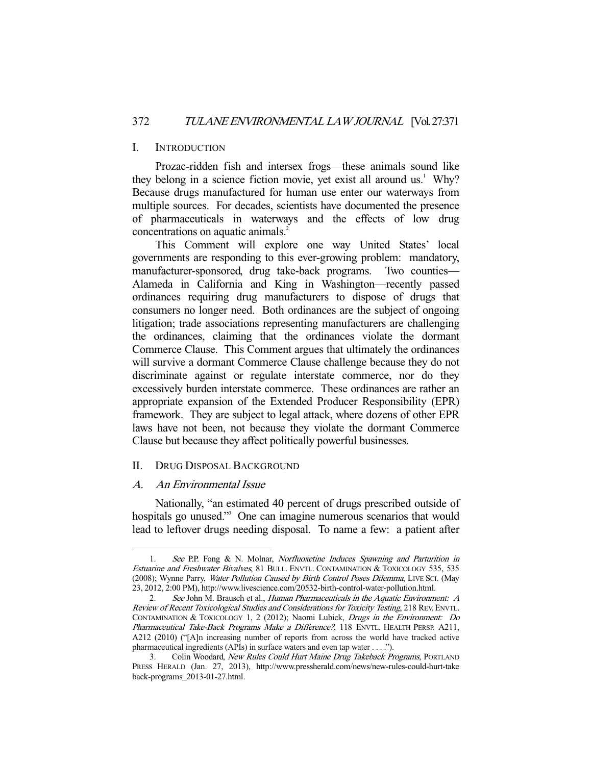## I. INTRODUCTION

Prozac-ridden fish and intersex frogs—these animals sound like they belong in a science fiction movie, yet exist all around us.[1] Why? Because drugs manufactured for human use enter our waterways from multiple sources. For decades, scientists have documented the presence of pharmaceuticals in waterways and the effects of low drug concentrations on aquatic animals.[2]

This Comment will explore one way United States' local governments are responding to this ever-growing problem: mandatory, manufacturer-sponsored, drug take-back programs. Two counties—Alameda in California and King in Washington—recently passed ordinances requiring drug manufacturers to dispose of drugs that consumers no longer need. Both ordinances are the subject of ongoing litigation; trade associations representing manufacturers are challenging the ordinances, claiming that the ordinances violate the dormant Commerce Clause. This Comment argues that ultimately the ordinances will survive a dormant Commerce Clause challenge because they do not discriminate against or regulate interstate commerce, nor do they excessively burden interstate commerce. These ordinances are rather an appropriate expansion of the Extended Producer Responsibility (EPR) framework. They are subject to legal attack, where dozens of other EPR laws have not been, not because they violate the dormant Commerce Clause but because they affect politically powerful businesses.

## II. DRUG DISPOSAL BACKGROUND

### A. *An Environmental Issue*

Nationally, "an estimated 40 percent of drugs prescribed outside of hospitals go unused."[3] One can imagine numerous scenarios that would lead to leftover drugs needing disposal. To name a few: a patient after

---

1. *See* P.P. Fong & N. Molnar, *Norfluoxetine Induces Spawning and Parturition in Estuarine and Freshwater Bivalves*, 81 BULL. ENVTL. CONTAMINATION & TOXICOLOGY 535, 535 (2008); Wynne Parry, *Water Pollution Caused by Birth Control Poses Dilemma*, LIVE SCI. (May 23, 2012, 2:00 PM), http://www.livescience.com/20532-birth-control-water-pollution.html.

2. *See* John M. Brausch et al., *Human Pharmaceuticals in the Aquatic Environment: A Review of Recent Toxicological Studies and Considerations for Toxicity Testing*, 218 REV. ENVTL. CONTAMINATION & TOXICOLOGY 1, 2 (2012); Naomi Lubick, *Drugs in the Environment: Do Pharmaceutical Take-Back Programs Make a Difference?*, 118 ENVTL. HEALTH PERSP. A211, A212 (2010) ("[A]n increasing number of reports from across the world have tracked active pharmaceutical ingredients (APIs) in surface waters and even tap water . . . .").

3. Colin Woodard, *New Rules Could Hurt Maine Drug Takeback Programs*, PORTLAND PRESS HERALD (Jan. 27, 2013), http://www.pressherald.com/news/new-rules-could-hurt-takeback-programs_2013-01-27.html.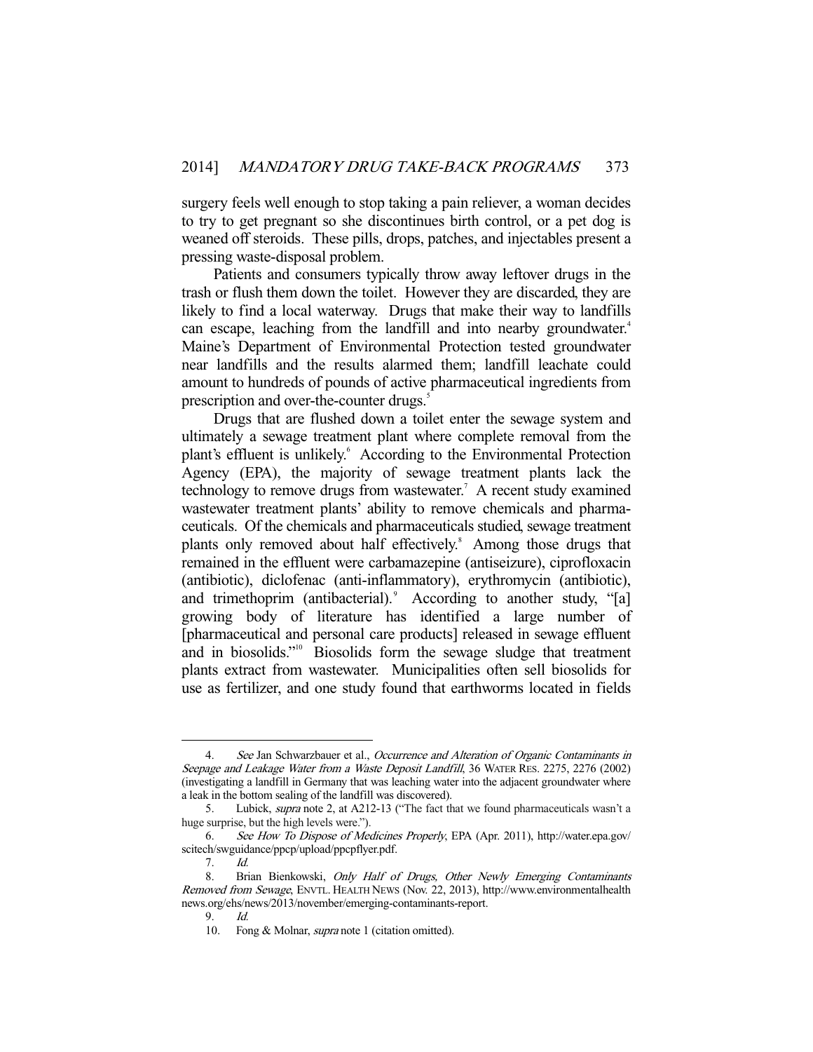surgery feels well enough to stop taking a pain reliever, a woman decides to try to get pregnant so she discontinues birth control, or a pet dog is weaned off steroids. These pills, drops, patches, and injectables present a pressing waste-disposal problem.

Patients and consumers typically throw away leftover drugs in the trash or flush them down the toilet. However they are discarded, they are likely to find a local waterway. Drugs that make their way to landfills can escape, leaching from the landfill and into nearby groundwater.[4] Maine's Department of Environmental Protection tested groundwater near landfills and the results alarmed them; landfill leachate could amount to hundreds of pounds of active pharmaceutical ingredients from prescription and over-the-counter drugs.[5]

Drugs that are flushed down a toilet enter the sewage system and ultimately a sewage treatment plant where complete removal from the plant's effluent is unlikely.[6] According to the Environmental Protection Agency (EPA), the majority of sewage treatment plants lack the technology to remove drugs from wastewater.[7] A recent study examined wastewater treatment plants' ability to remove chemicals and pharmaceuticals. Of the chemicals and pharmaceuticals studied, sewage treatment plants only removed about half effectively.[8] Among those drugs that remained in the effluent were carbamazepine (antiseizure), ciprofloxacin (antibiotic), diclofenac (anti-inflammatory), erythromycin (antibiotic), and trimethoprim (antibacterial).[9] According to another study, "[a] growing body of literature has identified a large number of [pharmaceutical and personal care products] released in sewage effluent and in biosolids."[10] Biosolids form the sewage sludge that treatment plants extract from wastewater. Municipalities often sell biosolids for use as fertilizer, and one study found that earthworms located in fields

---

4. *See* Jan Schwarzbauer et al., *Occurrence and Alteration of Organic Contaminants in Seepage and Leakage Water from a Waste Deposit Landfill*, 36 WATER RES. 2275, 2276 (2002) (investigating a landfill in Germany that was leaching water into the adjacent groundwater where a leak in the bottom sealing of the landfill was discovered).

5. Lubick, *supra* note 2, at A212-13 ("The fact that we found pharmaceuticals wasn't a huge surprise, but the high levels were.").

6. *See How To Dispose of Medicines Properly*, EPA (Apr. 2011), http://water.epa.gov/scitech/swguidance/ppcp/upload/ppcpflyer.pdf.

7. *Id.*

8. Brian Bienkowski, *Only Half of Drugs, Other Newly Emerging Contaminants Removed from Sewage*, ENVTL. HEALTH NEWS (Nov. 22, 2013), http://www.environmentalhealthnews.org/ehs/news/2013/november/emerging-contaminants-report.

9. *Id.*

10. Fong & Molnar, *supra* note 1 (citation omitted).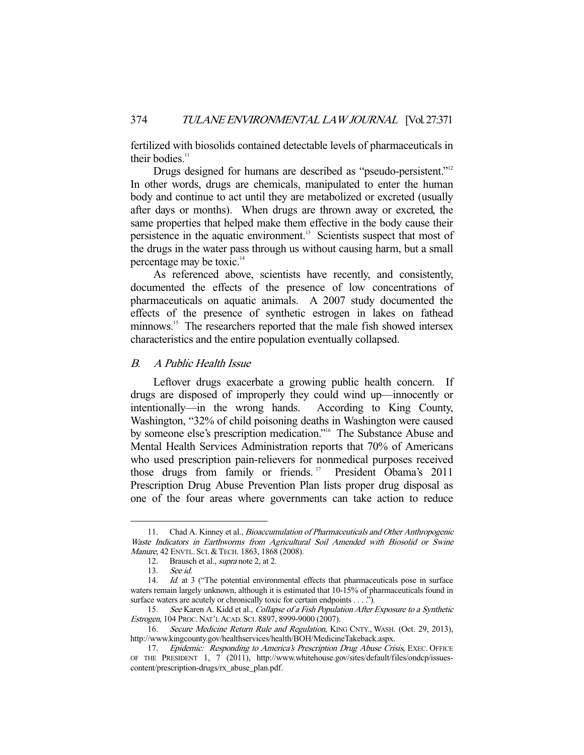fertilized with biosolids contained detectable levels of pharmaceuticals in their bodies.[11]

Drugs designed for humans are described as "pseudo-persistent."[12] In other words, drugs are chemicals, manipulated to enter the human body and continue to act until they are metabolized or excreted (usually after days or months). When drugs are thrown away or excreted, the same properties that helped make them effective in the body cause their persistence in the aquatic environment.[13] Scientists suspect that most of the drugs in the water pass through us without causing harm, but a small percentage may be toxic.[14]

As referenced above, scientists have recently, and consistently, documented the effects of the presence of low concentrations of pharmaceuticals on aquatic animals. A 2007 study documented the effects of the presence of synthetic estrogen in lakes on fathead minnows.[15] The researchers reported that the male fish showed intersex characteristics and the entire population eventually collapsed.

## *B. A Public Health Issue*

Leftover drugs exacerbate a growing public health concern. If drugs are disposed of improperly they could wind up—innocently or intentionally—in the wrong hands. According to King County, Washington, "32% of child poisoning deaths in Washington were caused by someone else's prescription medication."[16] The Substance Abuse and Mental Health Services Administration reports that 70% of Americans who used prescription pain-relievers for nonmedical purposes received those drugs from family or friends.[17] President Obama's 2011 Prescription Drug Abuse Prevention Plan lists proper drug disposal as one of the four areas where governments can take action to reduce

---

11. Chad A. Kinney et al., *Bioaccumulation of Pharmaceuticals and Other Anthropogenic Waste Indicators in Earthworms from Agricultural Soil Amended with Biosolid or Swine Manure*, 42 ENVTL. SCI. & TECH. 1863, 1868 (2008).

12. Brausch et al., *supra* note 2, at 2.

13. *See id.*

14. *Id.* at 3 ("The potential environmental effects that pharmaceuticals pose in surface waters remain largely unknown, although it is estimated that 10-15% of pharmaceuticals found in surface waters are acutely or chronically toxic for certain endpoints . . . .").

15. *See* Karen A. Kidd et al., *Collapse of a Fish Population After Exposure to a Synthetic Estrogen*, 104 PROC. NAT'L ACAD. SCI. 8897, 8999-9000 (2007).

16. *Secure Medicine Return Rule and Regulation*, KING CNTY., WASH. (Oct. 29, 2013), http://www.kingcounty.gov/healthservices/health/BOH/MedicineTakeback.aspx.

17. *Epidemic: Responding to America's Prescription Drug Abuse Crisis*, EXEC. OFFICE OF THE PRESIDENT 1, 7 (2011), http://www.whitehouse.gov/sites/default/files/ondcp/issues-content/prescription-drugs/rx_abuse_plan.pdf.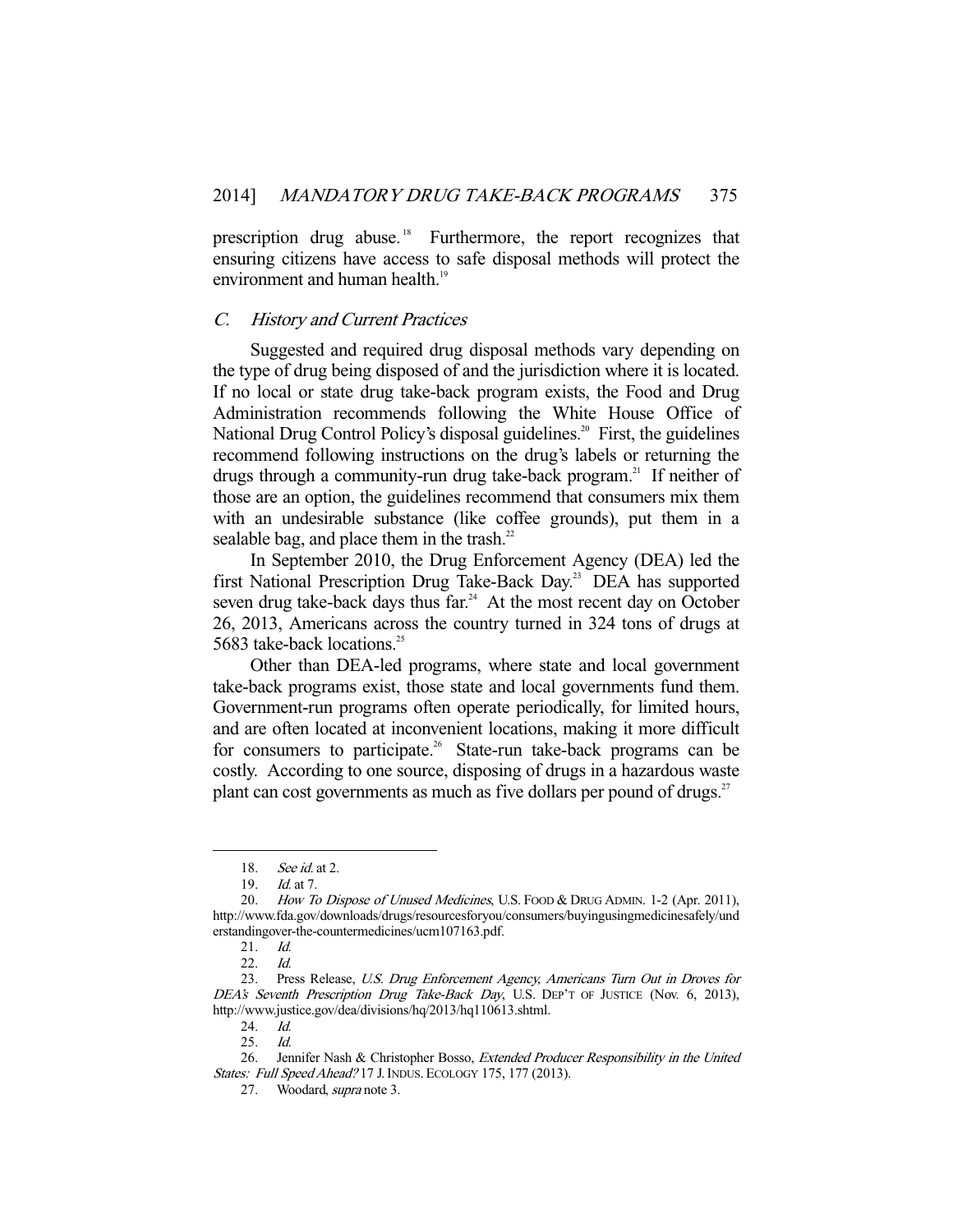prescription drug abuse.[18] Furthermore, the report recognizes that ensuring citizens have access to safe disposal methods will protect the environment and human health.[19]

### C. *History and Current Practices*

Suggested and required drug disposal methods vary depending on the type of drug being disposed of and the jurisdiction where it is located. If no local or state drug take-back program exists, the Food and Drug Administration recommends following the White House Office of National Drug Control Policy's disposal guidelines.[20] First, the guidelines recommend following instructions on the drug's labels or returning the drugs through a community-run drug take-back program.[21] If neither of those are an option, the guidelines recommend that consumers mix them with an undesirable substance (like coffee grounds), put them in a sealable bag, and place them in the trash.[22]

In September 2010, the Drug Enforcement Agency (DEA) led the first National Prescription Drug Take-Back Day.[23] DEA has supported seven drug take-back days thus far.[24] At the most recent day on October 26, 2013, Americans across the country turned in 324 tons of drugs at 5683 take-back locations.[25]

Other than DEA-led programs, where state and local government take-back programs exist, those state and local governments fund them. Government-run programs often operate periodically, for limited hours, and are often located at inconvenient locations, making it more difficult for consumers to participate.[26] State-run take-back programs can be costly. According to one source, disposing of drugs in a hazardous waste plant can cost governments as much as five dollars per pound of drugs.[27]

---

18. *See id.* at 2.

19. *Id.* at 7.

20. *How To Dispose of Unused Medicines*, U.S. FOOD & DRUG ADMIN. 1-2 (Apr. 2011), http://www.fda.gov/downloads/drugs/resourcesforyou/consumers/buyingusingmedicinesafely/understandingover-the-countermedicines/ucm107163.pdf.

21. *Id.*

22. *Id.*

23. Press Release, *U.S. Drug Enforcement Agency, Americans Turn Out in Droves for DEA's Seventh Prescription Drug Take-Back Day*, U.S. DEP'T OF JUSTICE (Nov. 6, 2013), http://www.justice.gov/dea/divisions/hq/2013/hq110613.shtml.

24. *Id.*

25. *Id.*

26. Jennifer Nash & Christopher Bosso, *Extended Producer Responsibility in the United States: Full Speed Ahead?* 17 J. INDUS. ECOLOGY 175, 177 (2013).

27. Woodard, *supra* note 3.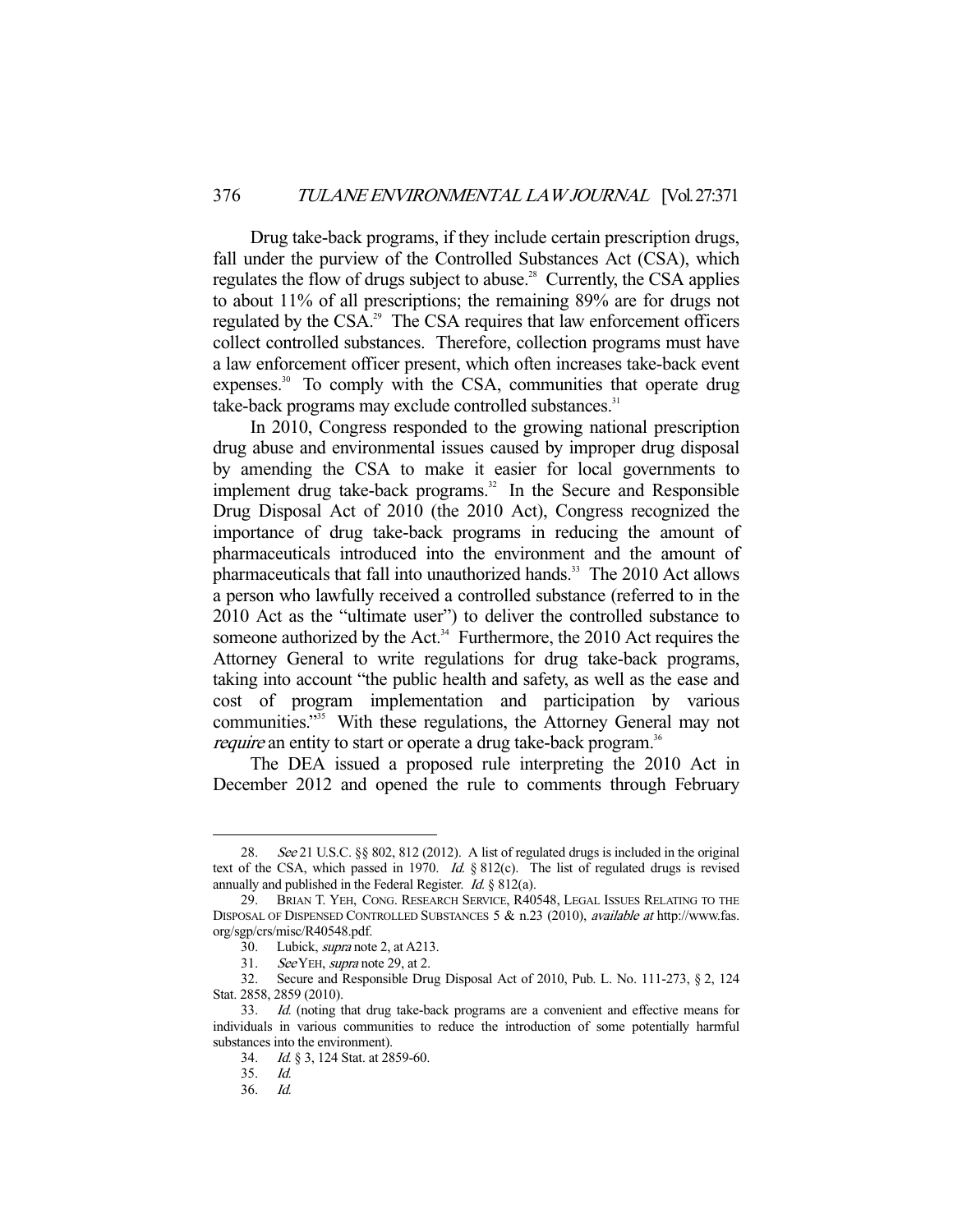Drug take-back programs, if they include certain prescription drugs, fall under the purview of the Controlled Substances Act (CSA), which regulates the flow of drugs subject to abuse.[28] Currently, the CSA applies to about 11% of all prescriptions; the remaining 89% are for drugs not regulated by the CSA.[29] The CSA requires that law enforcement officers collect controlled substances. Therefore, collection programs must have a law enforcement officer present, which often increases take-back event expenses.[30] To comply with the CSA, communities that operate drug take-back programs may exclude controlled substances.[31]

In 2010, Congress responded to the growing national prescription drug abuse and environmental issues caused by improper drug disposal by amending the CSA to make it easier for local governments to implement drug take-back programs.[32] In the Secure and Responsible Drug Disposal Act of 2010 (the 2010 Act), Congress recognized the importance of drug take-back programs in reducing the amount of pharmaceuticals introduced into the environment and the amount of pharmaceuticals that fall into unauthorized hands.[33] The 2010 Act allows a person who lawfully received a controlled substance (referred to in the 2010 Act as the "ultimate user") to deliver the controlled substance to someone authorized by the Act.[34] Furthermore, the 2010 Act requires the Attorney General to write regulations for drug take-back programs, taking into account "the public health and safety, as well as the ease and cost of program implementation and participation by various communities."[35] With these regulations, the Attorney General may not *require* an entity to start or operate a drug take-back program.[36]

The DEA issued a proposed rule interpreting the 2010 Act in December 2012 and opened the rule to comments through February

---

28. *See* 21 U.S.C. §§ 802, 812 (2012). A list of regulated drugs is included in the original text of the CSA, which passed in 1970. *Id.* § 812(c). The list of regulated drugs is revised annually and published in the Federal Register. *Id.* § 812(a).

29. BRIAN T. YEH, CONG. RESEARCH SERVICE, R40548, LEGAL ISSUES RELATING TO THE DISPOSAL OF DISPENSED CONTROLLED SUBSTANCES 5 & n.23 (2010), *available at* http://www.fas.org/sgp/crs/misc/R40548.pdf.

30. Lubick, *supra* note 2, at A213.

31. *See* YEH, *supra* note 29, at 2.

32. Secure and Responsible Drug Disposal Act of 2010, Pub. L. No. 111-273, § 2, 124 Stat. 2858, 2859 (2010).

33. *Id.* (noting that drug take-back programs are a convenient and effective means for individuals in various communities to reduce the introduction of some potentially harmful substances into the environment).

34. *Id.* § 3, 124 Stat. at 2859-60.

35. *Id.*

36. *Id.*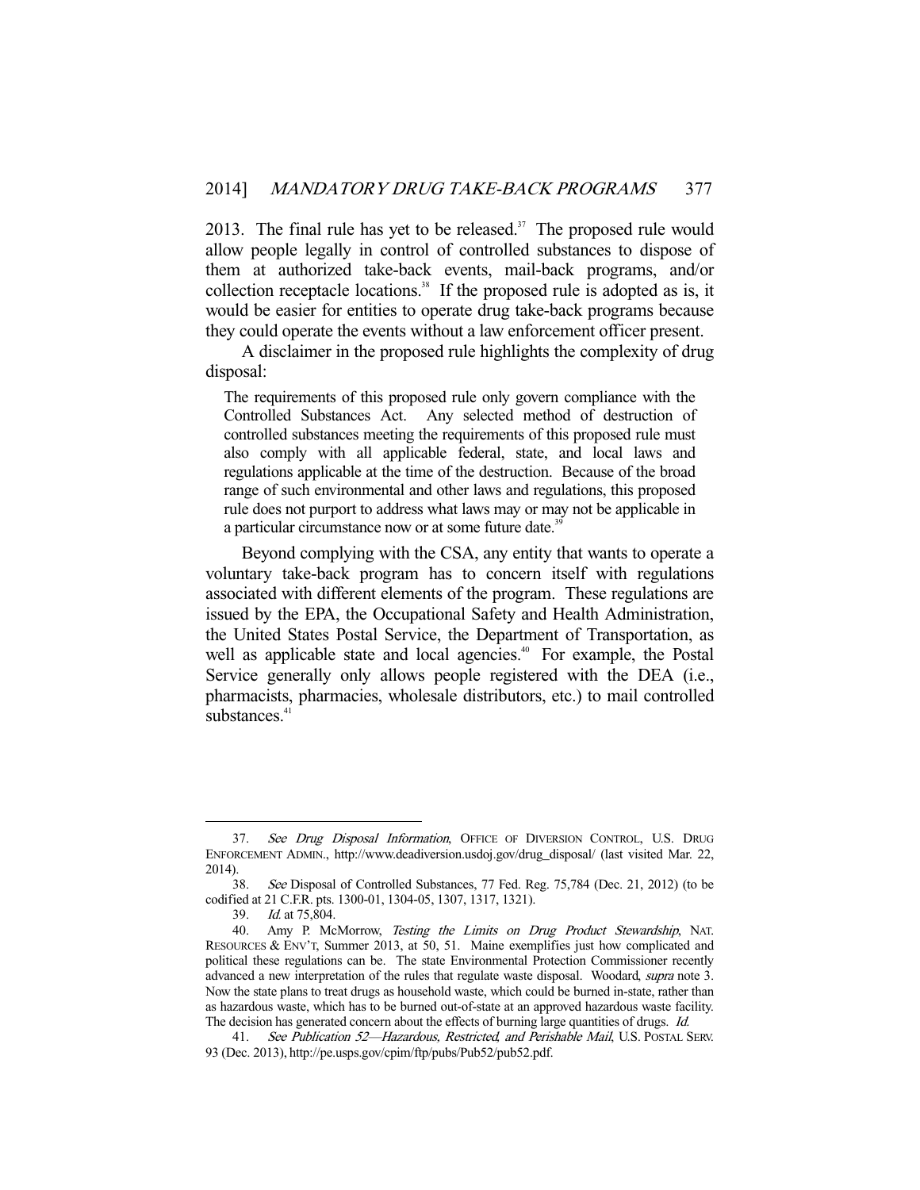2013. The final rule has yet to be released.[37] The proposed rule would allow people legally in control of controlled substances to dispose of them at authorized take-back events, mail-back programs, and/or collection receptacle locations.[38] If the proposed rule is adopted as is, it would be easier for entities to operate drug take-back programs because they could operate the events without a law enforcement officer present.

A disclaimer in the proposed rule highlights the complexity of drug disposal:

> The requirements of this proposed rule only govern compliance with the Controlled Substances Act. Any selected method of destruction of controlled substances meeting the requirements of this proposed rule must also comply with all applicable federal, state, and local laws and regulations applicable at the time of the destruction. Because of the broad range of such environmental and other laws and regulations, this proposed rule does not purport to address what laws may or may not be applicable in a particular circumstance now or at some future date.[39]

Beyond complying with the CSA, any entity that wants to operate a voluntary take-back program has to concern itself with regulations associated with different elements of the program. These regulations are issued by the EPA, the Occupational Safety and Health Administration, the United States Postal Service, the Department of Transportation, as well as applicable state and local agencies.[40] For example, the Postal Service generally only allows people registered with the DEA (i.e., pharmacists, pharmacies, wholesale distributors, etc.) to mail controlled substances.[41]

---

37. *See Drug Disposal Information*, OFFICE OF DIVERSION CONTROL, U.S. DRUG ENFORCEMENT ADMIN., http://www.deadiversion.usdoj.gov/drug_disposal/ (last visited Mar. 22, 2014).

38. *See* Disposal of Controlled Substances, 77 Fed. Reg. 75,784 (Dec. 21, 2012) (to be codified at 21 C.F.R. pts. 1300-01, 1304-05, 1307, 1317, 1321).

39. *Id.* at 75,804.

40. Amy P. McMorrow, *Testing the Limits on Drug Product Stewardship*, NAT. RESOURCES & ENV'T, Summer 2013, at 50, 51. Maine exemplifies just how complicated and political these regulations can be. The state Environmental Protection Commissioner recently advanced a new interpretation of the rules that regulate waste disposal. Woodard, *supra* note 3. Now the state plans to treat drugs as household waste, which could be burned in-state, rather than as hazardous waste, which has to be burned out-of-state at an approved hazardous waste facility. The decision has generated concern about the effects of burning large quantities of drugs. *Id.*

41. *See Publication 52—Hazardous, Restricted, and Perishable Mail*, U.S. POSTAL SERV. 93 (Dec. 2013), http://pe.usps.gov/cpim/ftp/pubs/Pub52/pub52.pdf.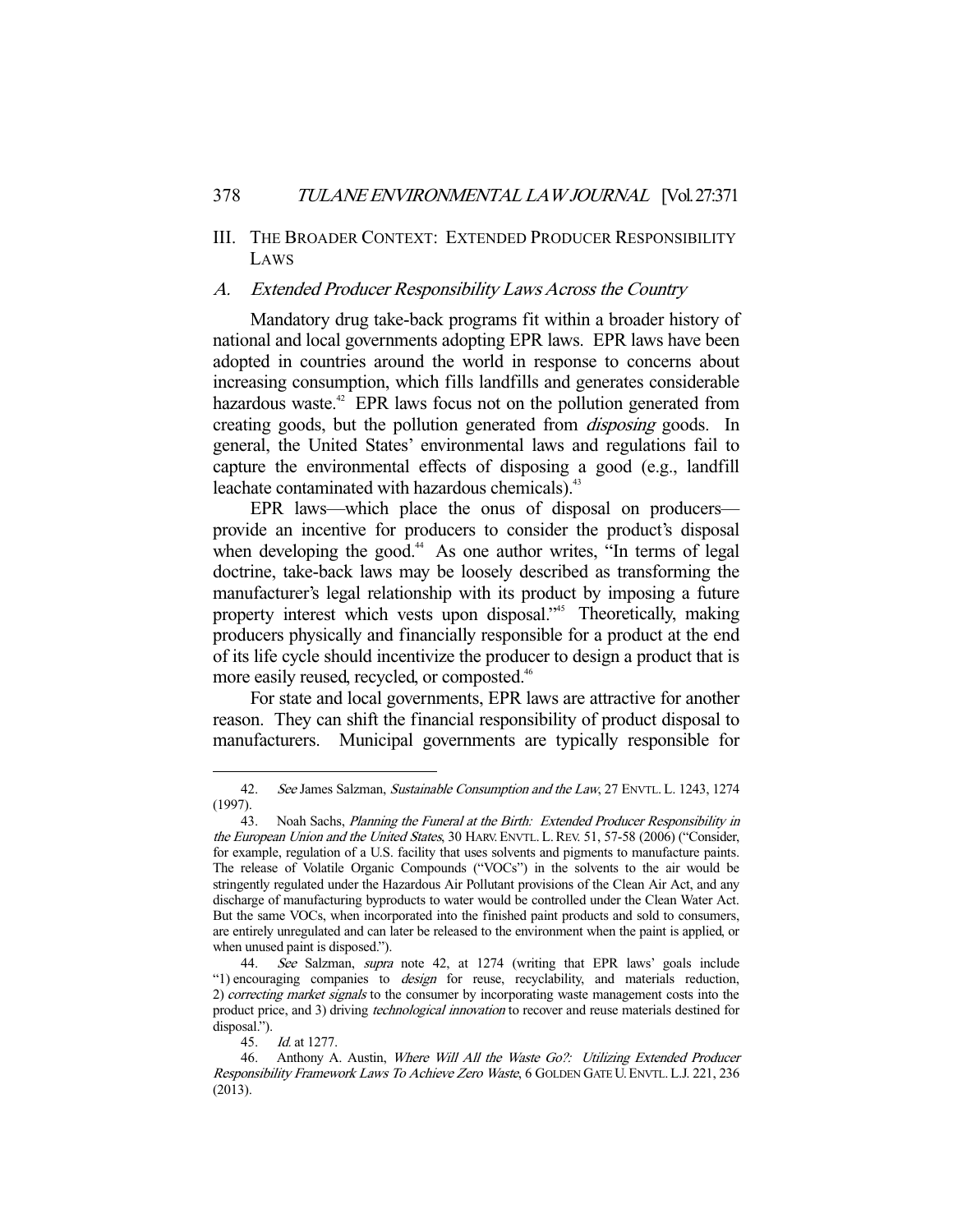## III. The Broader Context: Extended Producer Responsibility Laws

### A. *Extended Producer Responsibility Laws Across the Country*

Mandatory drug take-back programs fit within a broader history of national and local governments adopting EPR laws. EPR laws have been adopted in countries around the world in response to concerns about increasing consumption, which fills landfills and generates considerable hazardous waste.[42] EPR laws focus not on the pollution generated from creating goods, but the pollution generated from *disposing* goods. In general, the United States' environmental laws and regulations fail to capture the environmental effects of disposing a good (e.g., landfill leachate contaminated with hazardous chemicals).[43]

EPR laws—which place the onus of disposal on producers—provide an incentive for producers to consider the product's disposal when developing the good.[44] As one author writes, "In terms of legal doctrine, take-back laws may be loosely described as transforming the manufacturer's legal relationship with its product by imposing a future property interest which vests upon disposal."[45] Theoretically, making producers physically and financially responsible for a product at the end of its life cycle should incentivize the producer to design a product that is more easily reused, recycled, or composted.[46]

For state and local governments, EPR laws are attractive for another reason. They can shift the financial responsibility of product disposal to manufacturers. Municipal governments are typically responsible for

---

42. *See* James Salzman, *Sustainable Consumption and the Law*, 27 ENVTL. L. 1243, 1274 (1997).

43. Noah Sachs, *Planning the Funeral at the Birth: Extended Producer Responsibility in the European Union and the United States*, 30 HARV. ENVTL. L. REV. 51, 57-58 (2006) ("Consider, for example, regulation of a U.S. facility that uses solvents and pigments to manufacture paints. The release of Volatile Organic Compounds ("VOCs") in the solvents to the air would be stringently regulated under the Hazardous Air Pollutant provisions of the Clean Air Act, and any discharge of manufacturing byproducts to water would be controlled under the Clean Water Act. But the same VOCs, when incorporated into the finished paint products and sold to consumers, are entirely unregulated and can later be released to the environment when the paint is applied, or when unused paint is disposed.").

44. *See* Salzman, *supra* note 42, at 1274 (writing that EPR laws' goals include "1) encouraging companies to *design* for reuse, recyclability, and materials reduction, 2) *correcting market signals* to the consumer by incorporating waste management costs into the product price, and 3) driving *technological innovation* to recover and reuse materials destined for disposal.").

45. *Id.* at 1277.

46. Anthony A. Austin, *Where Will All the Waste Go?: Utilizing Extended Producer Responsibility Framework Laws To Achieve Zero Waste*, 6 GOLDEN GATE U. ENVTL. L.J. 221, 236 (2013).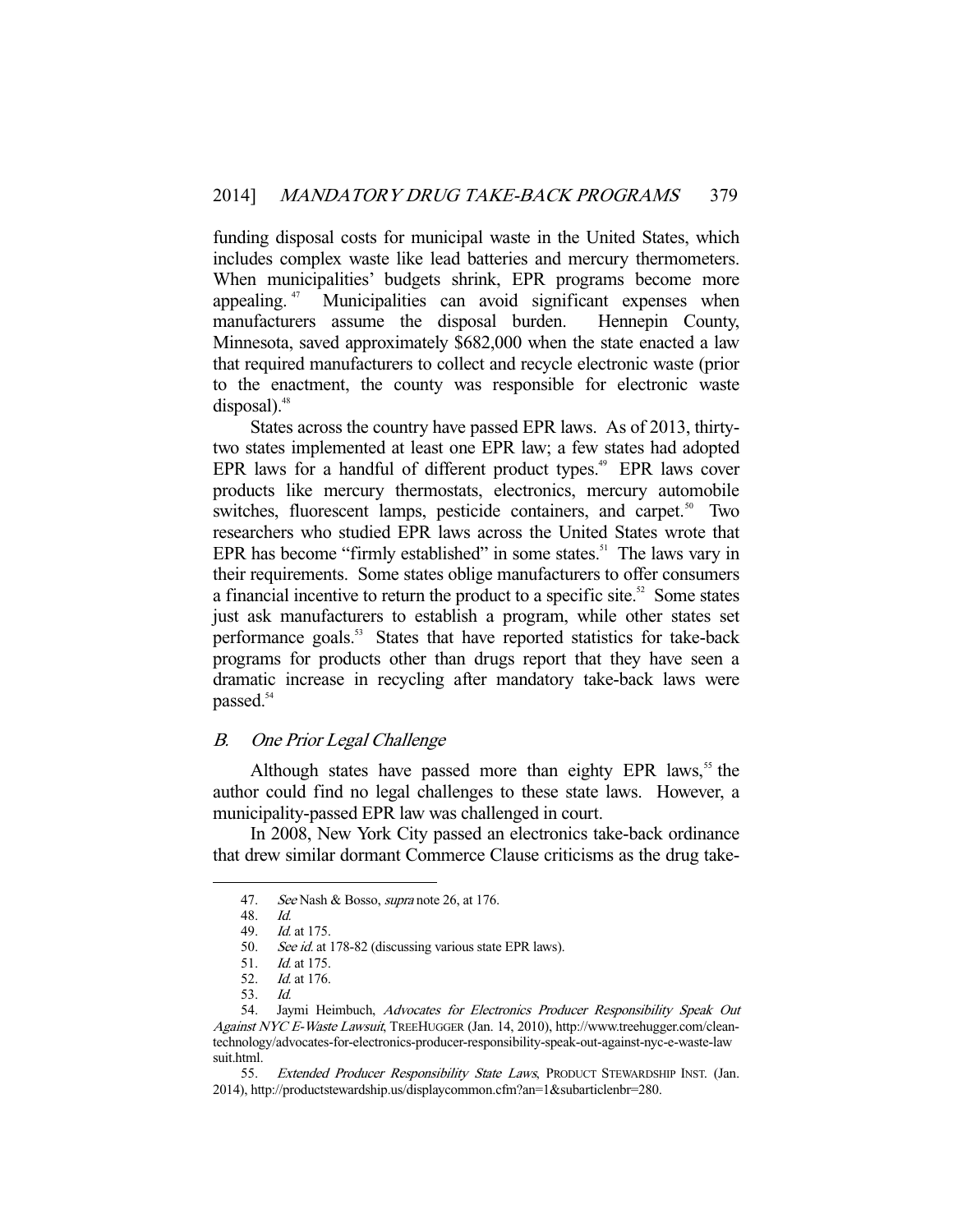funding disposal costs for municipal waste in the United States, which includes complex waste like lead batteries and mercury thermometers. When municipalities' budgets shrink, EPR programs become more appealing.[47] Municipalities can avoid significant expenses when manufacturers assume the disposal burden. Hennepin County, Minnesota, saved approximately $682,000 when the state enacted a law that required manufacturers to collect and recycle electronic waste (prior to the enactment, the county was responsible for electronic waste disposal).[48]

States across the country have passed EPR laws. As of 2013, thirty-two states implemented at least one EPR law; a few states had adopted EPR laws for a handful of different product types.[49] EPR laws cover products like mercury thermostats, electronics, mercury automobile switches, fluorescent lamps, pesticide containers, and carpet.[50] Two researchers who studied EPR laws across the United States wrote that EPR has become "firmly established" in some states.[51] The laws vary in their requirements. Some states oblige manufacturers to offer consumers a financial incentive to return the product to a specific site.[52] Some states just ask manufacturers to establish a program, while other states set performance goals.[53] States that have reported statistics for take-back programs for products other than drugs report that they have seen a dramatic increase in recycling after mandatory take-back laws were passed.[54]

### B. *One Prior Legal Challenge*

Although states have passed more than eighty EPR laws,[55] the author could find no legal challenges to these state laws. However, a municipality-passed EPR law was challenged in court.

In 2008, New York City passed an electronics take-back ordinance that drew similar dormant Commerce Clause criticisms as the drug take-

---

47. *See* Nash & Bosso, *supra* note 26, at 176.

48. *Id.*

49. *Id.* at 175.

50. *See id.* at 178-82 (discussing various state EPR laws).

51. *Id.* at 175.

52. *Id.* at 176.

53. *Id.*

54. Jaymi Heimbuch, *Advocates for Electronics Producer Responsibility Speak Out Against NYC E-Waste Lawsuit*, TREEHUGGER (Jan. 14, 2010), http://www.treehugger.com/clean-technology/advocates-for-electronics-producer-responsibility-speak-out-against-nyc-e-waste-lawsuit.html.

55. *Extended Producer Responsibility State Laws*, PRODUCT STEWARDSHIP INST. (Jan. 2014), http://productstewardship.us/displaycommon.cfm?an=1&subarticlenbr=280.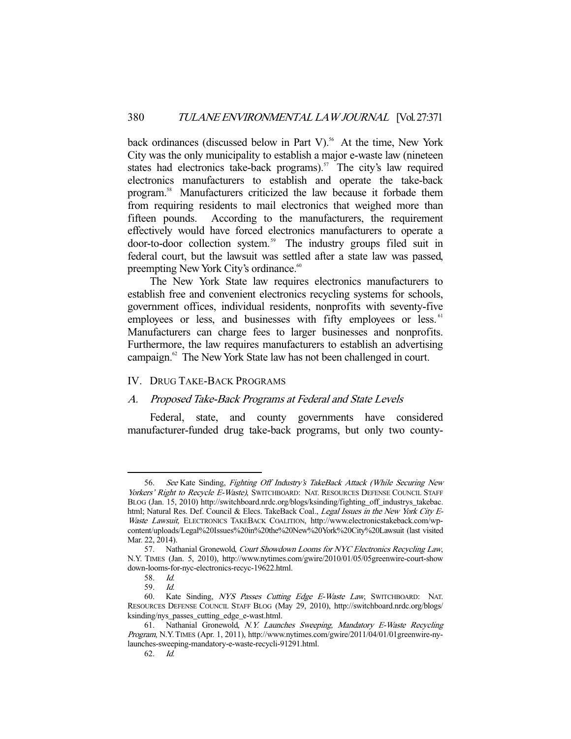back ordinances (discussed below in Part V).[56] At the time, New York City was the only municipality to establish a major e-waste law (nineteen states had electronics take-back programs).[57] The city's law required electronics manufacturers to establish and operate the take-back program.[58] Manufacturers criticized the law because it forbade them from requiring residents to mail electronics that weighed more than fifteen pounds. According to the manufacturers, the requirement effectively would have forced electronics manufacturers to operate a door-to-door collection system.[59] The industry groups filed suit in federal court, but the lawsuit was settled after a state law was passed, preempting New York City's ordinance.[60]

The New York State law requires electronics manufacturers to establish free and convenient electronics recycling systems for schools, government offices, individual residents, nonprofits with seventy-five employees or less, and businesses with fifty employees or less.[61] Manufacturers can charge fees to larger businesses and nonprofits. Furthermore, the law requires manufacturers to establish an advertising campaign.[62] The New York State law has not been challenged in court.

## IV. Drug Take-Back Programs

### A. *Proposed Take-Back Programs at Federal and State Levels*

Federal, state, and county governments have considered manufacturer-funded drug take-back programs, but only two county-

---

56. *See* Kate Sinding, *Fighting Off Industry's TakeBack Attack (While Securing New Yorkers' Right to Recycle E-Waste)*, SWITCHBOARD: NAT. RESOURCES DEFENSE COUNCIL STAFF BLOG (Jan. 15, 2010) http://switchboard.nrdc.org/blogs/ksinding/fighting_off_industrys_takebac.html; Natural Res. Def. Council & Elecs. TakeBack Coal., *Legal Issues in the New York City E-Waste Lawsuit*, ELECTRONICS TAKEBACK COALITION, http://www.electronicstakeback.com/wp-content/uploads/Legal%20Issues%20in%20the%20New%20York%20City%20Lawsuit (last visited Mar. 22, 2014).

57. Nathanial Gronewold, *Court Showdown Looms for NYC Electronics Recycling Law*, N.Y. TIMES (Jan. 5, 2010), http://www.nytimes.com/gwire/2010/01/05/05greenwire-court-showdown-looms-for-nyc-electronics-recyc-19622.html.

58. *Id.*

59. *Id.*

60. Kate Sinding, *NYS Passes Cutting Edge E-Waste Law*, SWITCHBOARD: NAT. RESOURCES DEFENSE COUNCIL STAFF BLOG (May 29, 2010), http://switchboard.nrdc.org/blogs/ksinding/nys_passes_cutting_edge_e-wast.html.

61. Nathanial Gronewold, *N.Y. Launches Sweeping, Mandatory E-Waste Recycling Program*, N.Y. TIMES (Apr. 1, 2011), http://www.nytimes.com/gwire/2011/04/01/01greenwire-ny-launches-sweeping-mandatory-e-waste-recycli-91291.html.

62. *Id.*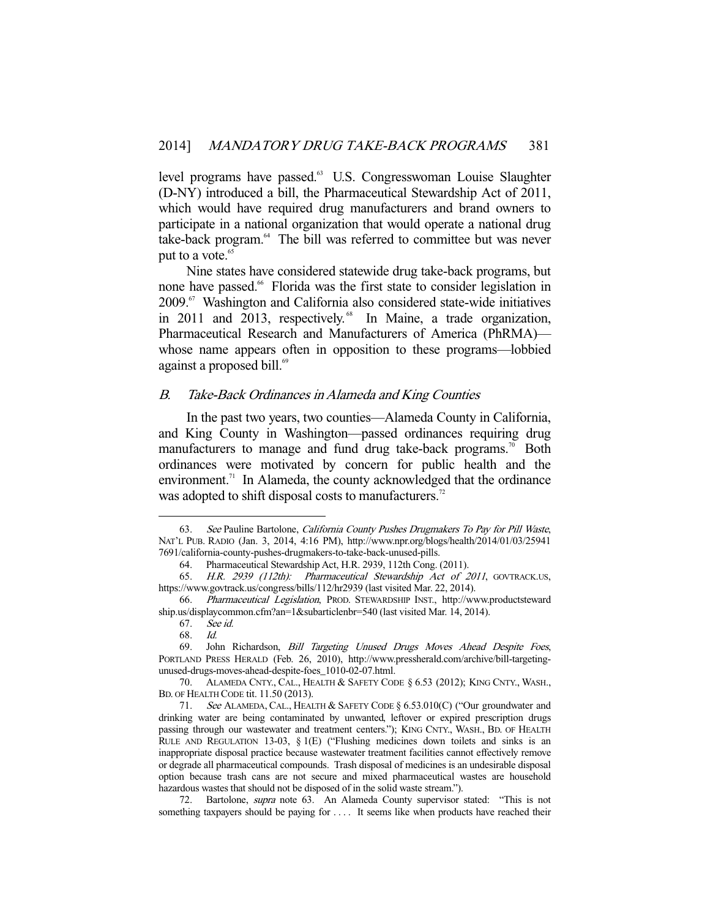level programs have passed.[63] U.S. Congresswoman Louise Slaughter (D-NY) introduced a bill, the Pharmaceutical Stewardship Act of 2011, which would have required drug manufacturers and brand owners to participate in a national organization that would operate a national drug take-back program.[64] The bill was referred to committee but was never put to a vote.[65]

Nine states have considered statewide drug take-back programs, but none have passed.[66] Florida was the first state to consider legislation in 2009.[67] Washington and California also considered state-wide initiatives in 2011 and 2013, respectively.[68] In Maine, a trade organization, Pharmaceutical Research and Manufacturers of America (PhRMA)—whose name appears often in opposition to these programs—lobbied against a proposed bill.[69]

### *B. Take-Back Ordinances in Alameda and King Counties*

In the past two years, two counties—Alameda County in California, and King County in Washington—passed ordinances requiring drug manufacturers to manage and fund drug take-back programs.[70] Both ordinances were motivated by concern for public health and the environment.[71] In Alameda, the county acknowledged that the ordinance was adopted to shift disposal costs to manufacturers.[72]

---

63. *See* Pauline Bartolone, *California County Pushes Drugmakers To Pay for Pill Waste*, NAT'L PUB. RADIO (Jan. 3, 2014, 4:16 PM), http://www.npr.org/blogs/health/2014/01/03/259417691/california-county-pushes-drugmakers-to-take-back-unused-pills.

64. Pharmaceutical Stewardship Act, H.R. 2939, 112th Cong. (2011).

65. *H.R. 2939 (112th): Pharmaceutical Stewardship Act of 2011*, GOVTRACK.US, https://www.govtrack.us/congress/bills/112/hr2939 (last visited Mar. 22, 2014).

66. *Pharmaceutical Legislation*, PROD. STEWARDSHIP INST., http://www.productstewardship.us/displaycommon.cfm?an=1&subarticlenbr=540 (last visited Mar. 14, 2014).

67. *See id.*

68. *Id.*

69. John Richardson, *Bill Targeting Unused Drugs Moves Ahead Despite Foes*, PORTLAND PRESS HERALD (Feb. 26, 2010), http://www.pressherald.com/archive/bill-targeting-unused-drugs-moves-ahead-despite-foes_1010-02-07.html.

70. ALAMEDA CNTY., CAL., HEALTH & SAFETY CODE § 6.53 (2012); KING CNTY., WASH., BD. OF HEALTH CODE tit. 11.50 (2013).

71. *See* ALAMEDA, CAL., HEALTH & SAFETY CODE § 6.53.010(C) ("Our groundwater and drinking water are being contaminated by unwanted, leftover or expired prescription drugs passing through our wastewater and treatment centers."); KING CNTY., WASH., BD. OF HEALTH RULE AND REGULATION 13-03, § 1(E) ("Flushing medicines down toilets and sinks is an inappropriate disposal practice because wastewater treatment facilities cannot effectively remove or degrade all pharmaceutical compounds. Trash disposal of medicines is an undesirable disposal option because trash cans are not secure and mixed pharmaceutical wastes are household hazardous wastes that should not be disposed of in the solid waste stream.").

72. Bartolone, *supra* note 63. An Alameda County supervisor stated: "This is not something taxpayers should be paying for . . . . It seems like when products have reached their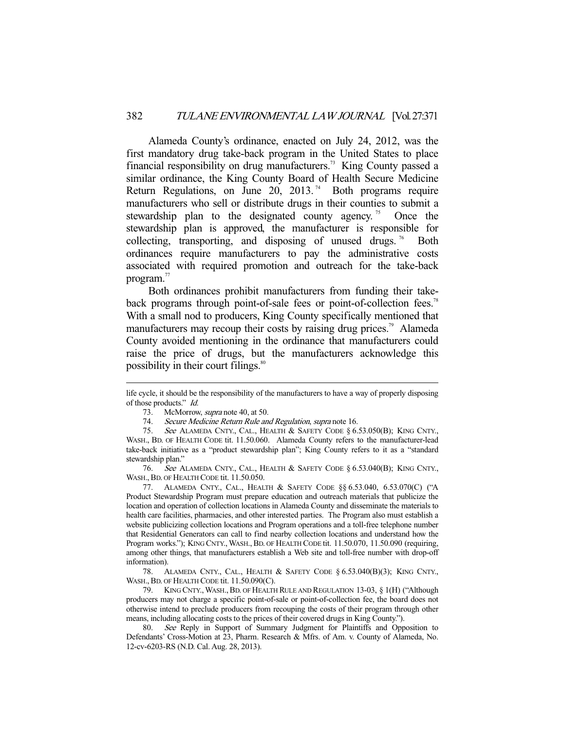Alameda County's ordinance, enacted on July 24, 2012, was the first mandatory drug take-back program in the United States to place financial responsibility on drug manufacturers.[73] King County passed a similar ordinance, the King County Board of Health Secure Medicine Return Regulations, on June 20, 2013.[74] Both programs require manufacturers who sell or distribute drugs in their counties to submit a stewardship plan to the designated county agency.[75] Once the stewardship plan is approved, the manufacturer is responsible for collecting, transporting, and disposing of unused drugs.[76] Both ordinances require manufacturers to pay the administrative costs associated with required promotion and outreach for the take-back program.[77]

Both ordinances prohibit manufacturers from funding their take-back programs through point-of-sale fees or point-of-collection fees.[78] With a small nod to producers, King County specifically mentioned that manufacturers may recoup their costs by raising drug prices.[79] Alameda County avoided mentioning in the ordinance that manufacturers could raise the price of drugs, but the manufacturers acknowledge this possibility in their court filings.[80]

---

life cycle, it should be the responsibility of the manufacturers to have a way of properly disposing of those products." *Id.*

73. McMorrow, *supra* note 40, at 50.

74. *Secure Medicine Return Rule and Regulation*, *supra* note 16.

75. *See* ALAMEDA CNTY., CAL., HEALTH & SAFETY CODE § 6.53.050(B); KING CNTY., WASH., BD. OF HEALTH CODE tit. 11.50.060. Alameda County refers to the manufacturer-lead take-back initiative as a "product stewardship plan"; King County refers to it as a "standard stewardship plan."

76. *See* ALAMEDA CNTY., CAL., HEALTH & SAFETY CODE § 6.53.040(B); KING CNTY., WASH., BD. OF HEALTH CODE tit. 11.50.050.

77. ALAMEDA CNTY., CAL., HEALTH & SAFETY CODE §§ 6.53.040, 6.53.070(C) ("A Product Stewardship Program must prepare education and outreach materials that publicize the location and operation of collection locations in Alameda County and disseminate the materials to health care facilities, pharmacies, and other interested parties. The Program also must establish a website publicizing collection locations and Program operations and a toll-free telephone number that Residential Generators can call to find nearby collection locations and understand how the Program works."); KING CNTY., WASH., BD. OF HEALTH CODE tit. 11.50.070, 11.50.090 (requiring, among other things, that manufacturers establish a Web site and toll-free number with drop-off information).

78. ALAMEDA CNTY., CAL., HEALTH & SAFETY CODE § 6.53.040(B)(3); KING CNTY., WASH., BD. OF HEALTH CODE tit. 11.50.090(C).

79. KING CNTY., WASH., BD. OF HEALTH RULE AND REGULATION 13-03, § 1(H) ("Although producers may not charge a specific point-of-sale or point-of-collection fee, the board does not otherwise intend to preclude producers from recouping the costs of their program through other means, including allocating costs to the prices of their covered drugs in King County.").

80. *See* Reply in Support of Summary Judgment for Plaintiffs and Opposition to Defendants' Cross-Motion at 23, Pharm. Research & Mfrs. of Am. v. County of Alameda, No. 12-cv-6203-RS (N.D. Cal. Aug. 28, 2013).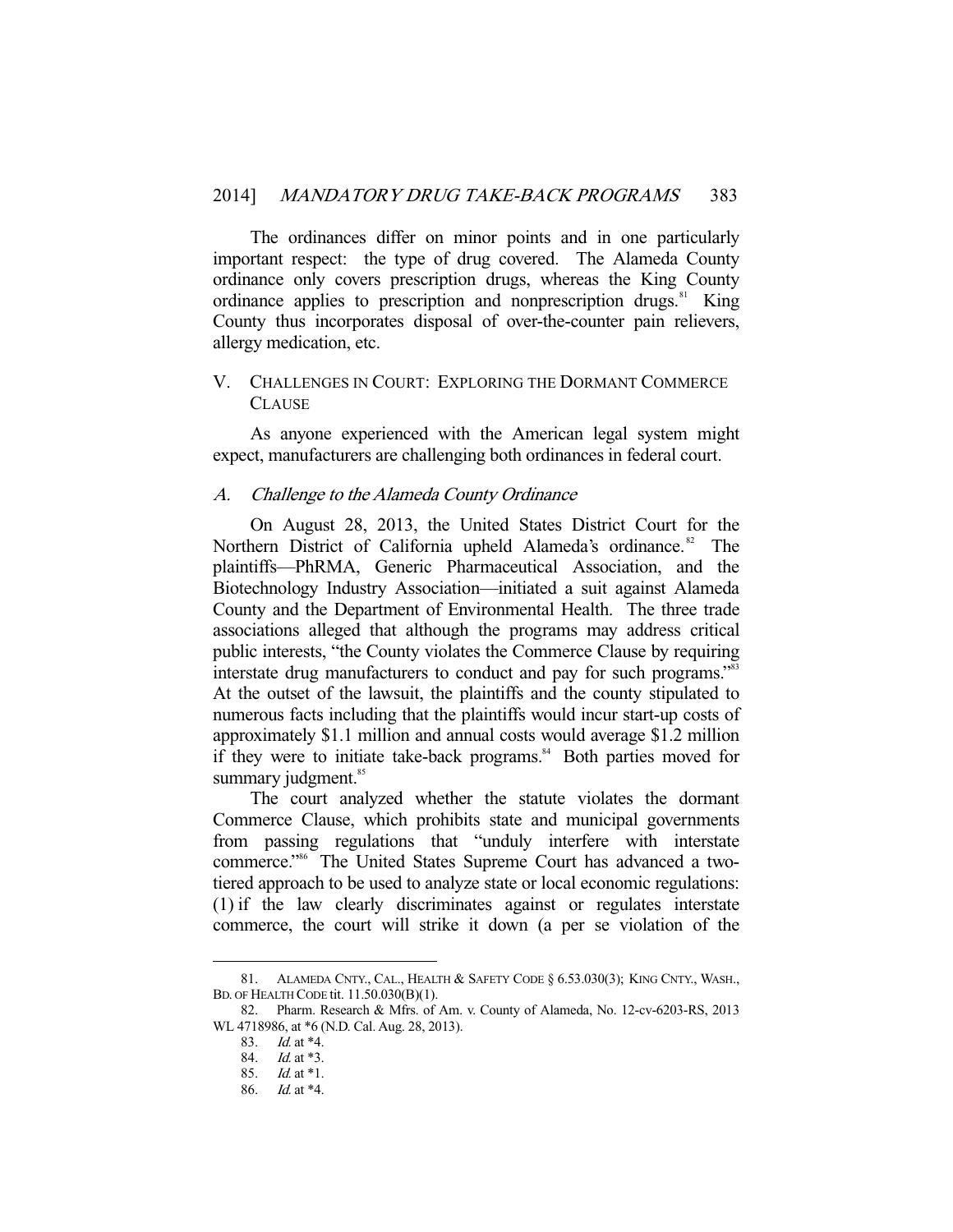The ordinances differ on minor points and in one particularly important respect: the type of drug covered. The Alameda County ordinance only covers prescription drugs, whereas the King County ordinance applies to prescription and nonprescription drugs.[81] King County thus incorporates disposal of over-the-counter pain relievers, allergy medication, etc.

## V. CHALLENGES IN COURT: EXPLORING THE DORMANT COMMERCE CLAUSE

As anyone experienced with the American legal system might expect, manufacturers are challenging both ordinances in federal court.

### A. *Challenge to the Alameda County Ordinance*

On August 28, 2013, the United States District Court for the Northern District of California upheld Alameda's ordinance.[82] The plaintiffs—PhRMA, Generic Pharmaceutical Association, and the Biotechnology Industry Association—initiated a suit against Alameda County and the Department of Environmental Health. The three trade associations alleged that although the programs may address critical public interests, "the County violates the Commerce Clause by requiring interstate drug manufacturers to conduct and pay for such programs."[83] At the outset of the lawsuit, the plaintiffs and the county stipulated to numerous facts including that the plaintiffs would incur start-up costs of approximately $1.1 million and annual costs would average $1.2 million if they were to initiate take-back programs.[84] Both parties moved for summary judgment.[85]

The court analyzed whether the statute violates the dormant Commerce Clause, which prohibits state and municipal governments from passing regulations that "unduly interfere with interstate commerce."[86] The United States Supreme Court has advanced a two-tiered approach to be used to analyze state or local economic regulations: (1) if the law clearly discriminates against or regulates interstate commerce, the court will strike it down (a per se violation of the

---

81. ALAMEDA CNTY., CAL., HEALTH & SAFETY CODE § 6.53.030(3); KING CNTY., WASH., BD. OF HEALTH CODE tit. 11.50.030(B)(1).

82. Pharm. Research & Mfrs. of Am. v. County of Alameda, No. 12-cv-6203-RS, 2013 WL 4718986, at *6 (N.D. Cal. Aug. 28, 2013).

83. *Id.* at *4.

84. *Id.* at *3.

85. *Id.* at *1.

86. *Id.* at *4.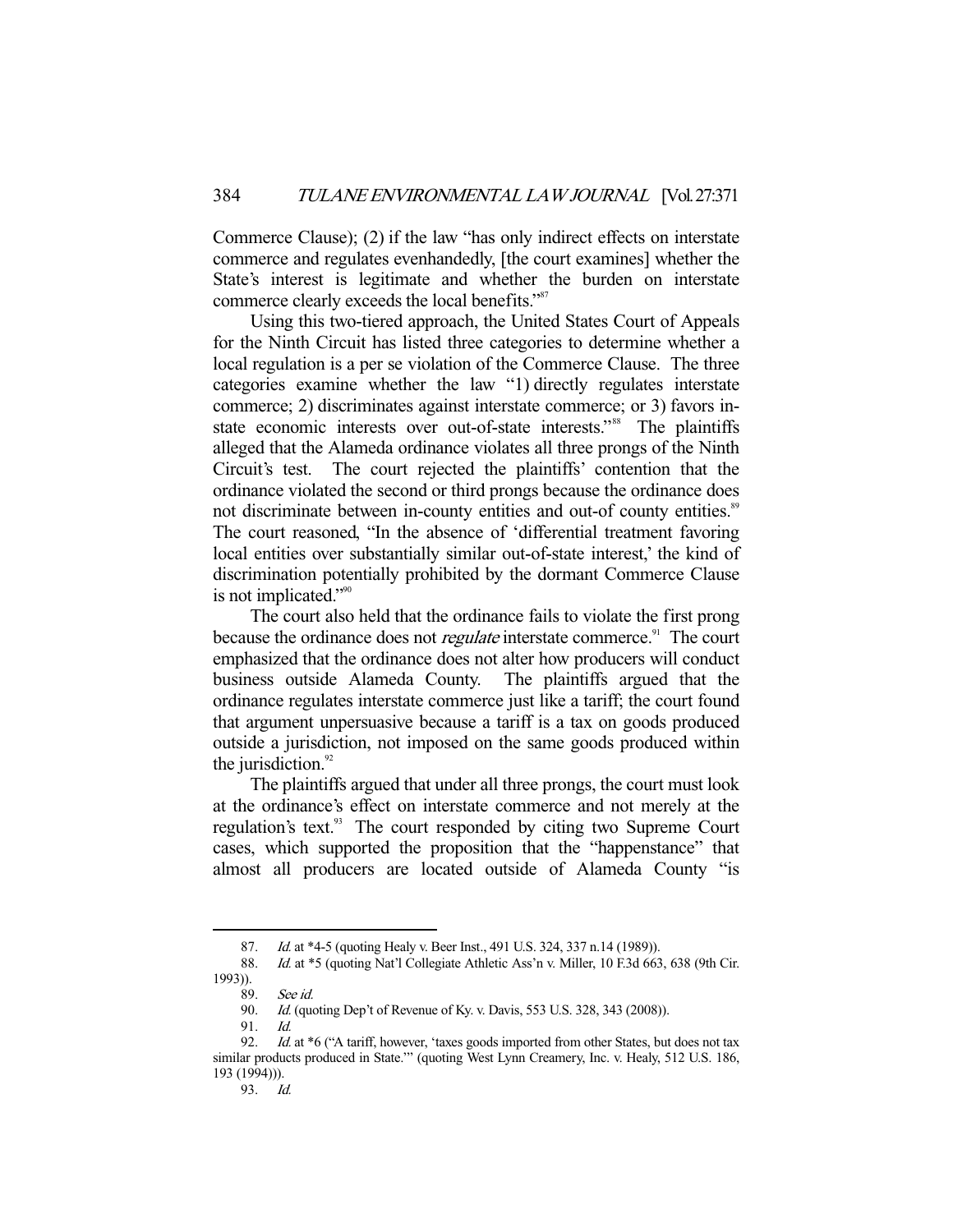Commerce Clause); (2) if the law "has only indirect effects on interstate commerce and regulates evenhandedly, [the court examines] whether the State's interest is legitimate and whether the burden on interstate commerce clearly exceeds the local benefits."[87]

Using this two-tiered approach, the United States Court of Appeals for the Ninth Circuit has listed three categories to determine whether a local regulation is a per se violation of the Commerce Clause. The three categories examine whether the law "1) directly regulates interstate commerce; 2) discriminates against interstate commerce; or 3) favors in-state economic interests over out-of-state interests."[88] The plaintiffs alleged that the Alameda ordinance violates all three prongs of the Ninth Circuit's test. The court rejected the plaintiffs' contention that the ordinance violated the second or third prongs because the ordinance does not discriminate between in-county entities and out-of county entities.[89] The court reasoned, "In the absence of 'differential treatment favoring local entities over substantially similar out-of-state interest,' the kind of discrimination potentially prohibited by the dormant Commerce Clause is not implicated."[90]

The court also held that the ordinance fails to violate the first prong because the ordinance does not *regulate* interstate commerce.[91] The court emphasized that the ordinance does not alter how producers will conduct business outside Alameda County. The plaintiffs argued that the ordinance regulates interstate commerce just like a tariff; the court found that argument unpersuasive because a tariff is a tax on goods produced outside a jurisdiction, not imposed on the same goods produced within the jurisdiction.[92]

The plaintiffs argued that under all three prongs, the court must look at the ordinance's effect on interstate commerce and not merely at the regulation's text.[93] The court responded by citing two Supreme Court cases, which supported the proposition that the "happenstance" that almost all producers are located outside of Alameda County "is

---

87. *Id.* at *4-5 (quoting Healy v. Beer Inst., 491 U.S. 324, 337 n.14 (1989)).

88. *Id.* at *5 (quoting Nat'l Collegiate Athletic Ass'n v. Miller, 10 F.3d 663, 638 (9th Cir. 1993)).

89. *See id.*

90. *Id.* (quoting Dep't of Revenue of Ky. v. Davis, 553 U.S. 328, 343 (2008)).

91. *Id.*

92. *Id.* at *6 ("A tariff, however, 'taxes goods imported from other States, but does not tax similar products produced in State.'" (quoting West Lynn Creamery, Inc. v. Healy, 512 U.S. 186, 193 (1994))).

93. *Id.*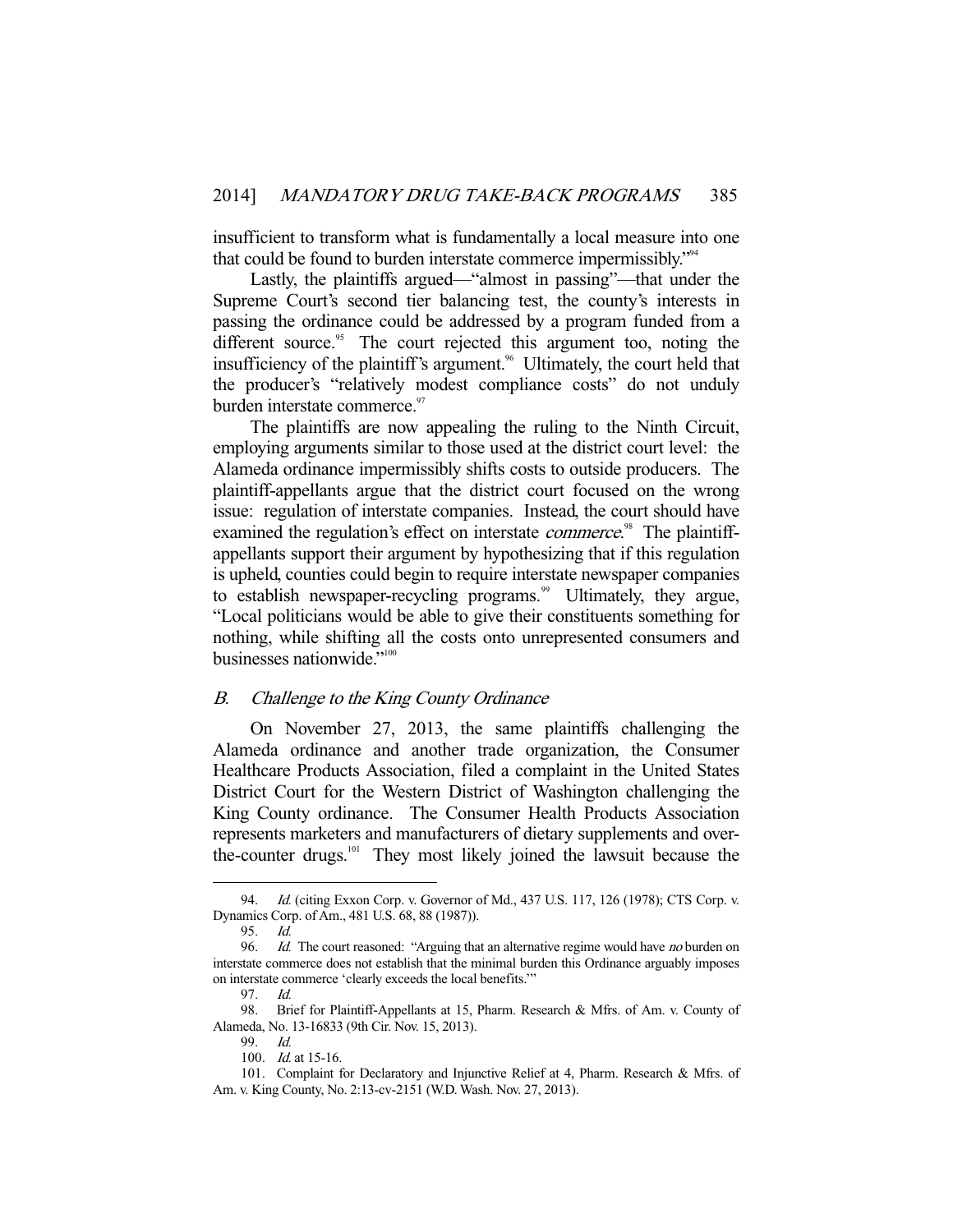insufficient to transform what is fundamentally a local measure into one that could be found to burden interstate commerce impermissibly."[94]

Lastly, the plaintiffs argued—"almost in passing"—that under the Supreme Court's second tier balancing test, the county's interests in passing the ordinance could be addressed by a program funded from a different source.[95] The court rejected this argument too, noting the insufficiency of the plaintiff's argument.[96] Ultimately, the court held that the producer's "relatively modest compliance costs" do not unduly burden interstate commerce.[97]

The plaintiffs are now appealing the ruling to the Ninth Circuit, employing arguments similar to those used at the district court level: the Alameda ordinance impermissibly shifts costs to outside producers. The plaintiff-appellants argue that the district court focused on the wrong issue: regulation of interstate companies. Instead, the court should have examined the regulation's effect on interstate *commerce*.[98] The plaintiff-appellants support their argument by hypothesizing that if this regulation is upheld, counties could begin to require interstate newspaper companies to establish newspaper-recycling programs.[99] Ultimately, they argue, "Local politicians would be able to give their constituents something for nothing, while shifting all the costs onto unrepresented consumers and businesses nationwide."[100]

## *B. Challenge to the King County Ordinance*

On November 27, 2013, the same plaintiffs challenging the Alameda ordinance and another trade organization, the Consumer Healthcare Products Association, filed a complaint in the United States District Court for the Western District of Washington challenging the King County ordinance. The Consumer Health Products Association represents marketers and manufacturers of dietary supplements and over-the-counter drugs.[101] They most likely joined the lawsuit because the

---

94. *Id.* (citing Exxon Corp. v. Governor of Md., 437 U.S. 117, 126 (1978); CTS Corp. v. Dynamics Corp. of Am., 481 U.S. 68, 88 (1987)).

95. *Id.*

96. *Id.* The court reasoned: "Arguing that an alternative regime would have *no* burden on interstate commerce does not establish that the minimal burden this Ordinance arguably imposes on interstate commerce 'clearly exceeds the local benefits.'"

97. *Id.*

98. Brief for Plaintiff-Appellants at 15, Pharm. Research & Mfrs. of Am. v. County of Alameda, No. 13-16833 (9th Cir. Nov. 15, 2013).

99. *Id.*

100. *Id.* at 15-16.

101. Complaint for Declaratory and Injunctive Relief at 4, Pharm. Research & Mfrs. of Am. v. King County, No. 2:13-cv-2151 (W.D. Wash. Nov. 27, 2013).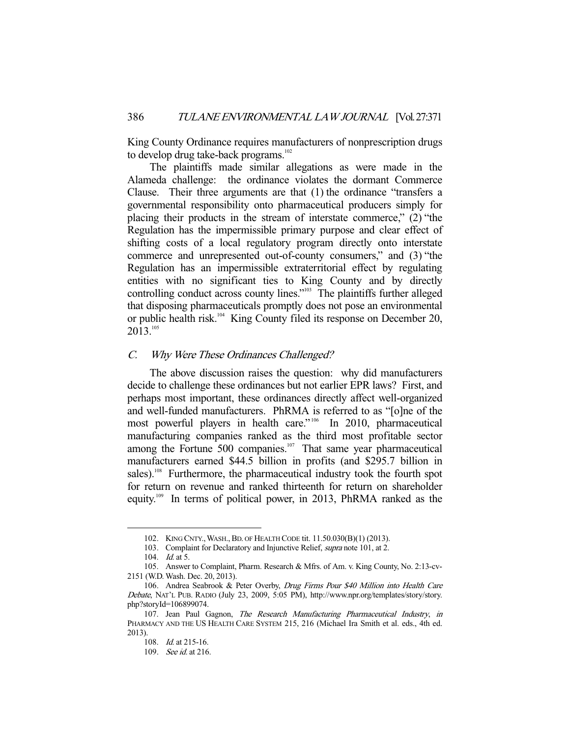King County Ordinance requires manufacturers of nonprescription drugs to develop drug take-back programs.[102]

The plaintiffs made similar allegations as were made in the Alameda challenge: the ordinance violates the dormant Commerce Clause. Their three arguments are that (1) the ordinance "transfers a governmental responsibility onto pharmaceutical producers simply for placing their products in the stream of interstate commerce," (2) "the Regulation has the impermissible primary purpose and clear effect of shifting costs of a local regulatory program directly onto interstate commerce and unrepresented out-of-county consumers," and (3) "the Regulation has an impermissible extraterritorial effect by regulating entities with no significant ties to King County and by directly controlling conduct across county lines."[103] The plaintiffs further alleged that disposing pharmaceuticals promptly does not pose an environmental or public health risk.[104] King County filed its response on December 20, 2013.[105]

### *C. Why Were These Ordinances Challenged?*

The above discussion raises the question: why did manufacturers decide to challenge these ordinances but not earlier EPR laws? First, and perhaps most important, these ordinances directly affect well-organized and well-funded manufacturers. PhRMA is referred to as "[o]ne of the most powerful players in health care."[106] In 2010, pharmaceutical manufacturing companies ranked as the third most profitable sector among the Fortune 500 companies.[107] That same year pharmaceutical manufacturers earned $44.5 billion in profits (and $295.7 billion in sales).[108] Furthermore, the pharmaceutical industry took the fourth spot for return on revenue and ranked thirteenth for return on shareholder equity.[109] In terms of political power, in 2013, PhRMA ranked as the

---

102. KING CNTY., WASH., BD. OF HEALTH CODE tit. 11.50.030(B)(1) (2013).

103. Complaint for Declaratory and Injunctive Relief, *supra* note 101, at 2.

104. *Id.* at 5.

105. Answer to Complaint, Pharm. Research & Mfrs. of Am. v. King County, No. 2:13-cv-2151 (W.D. Wash. Dec. 20, 2013).

106. Andrea Seabrook & Peter Overby, *Drug Firms Pour $40 Million into Health Care Debate*, NAT'L PUB. RADIO (July 23, 2009, 5:05 PM), http://www.npr.org/templates/story/story.php?storyId=106899074.

107. Jean Paul Gagnon, *The Research Manufacturing Pharmaceutical Industry*, *in* PHARMACY AND THE US HEALTH CARE SYSTEM 215, 216 (Michael Ira Smith et al. eds., 4th ed. 2013).

108. *Id.* at 215-16.

109. *See id.* at 216.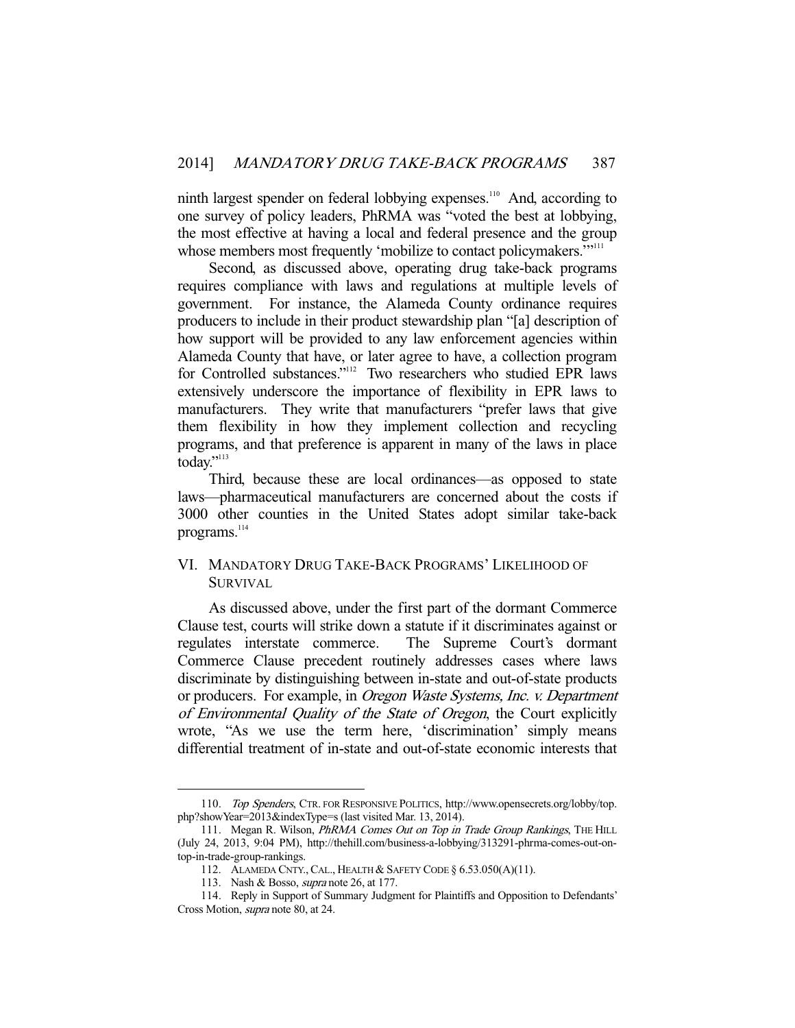ninth largest spender on federal lobbying expenses.[110] And, according to one survey of policy leaders, PhRMA was "voted the best at lobbying, the most effective at having a local and federal presence and the group whose members most frequently 'mobilize to contact policymakers.'"[111]

Second, as discussed above, operating drug take-back programs requires compliance with laws and regulations at multiple levels of government. For instance, the Alameda County ordinance requires producers to include in their product stewardship plan "[a] description of how support will be provided to any law enforcement agencies within Alameda County that have, or later agree to have, a collection program for Controlled substances."[112] Two researchers who studied EPR laws extensively underscore the importance of flexibility in EPR laws to manufacturers. They write that manufacturers "prefer laws that give them flexibility in how they implement collection and recycling programs, and that preference is apparent in many of the laws in place today."[113]

Third, because these are local ordinances—as opposed to state laws—pharmaceutical manufacturers are concerned about the costs if 3000 other counties in the United States adopt similar take-back programs.[114]

## VI. MANDATORY DRUG TAKE-BACK PROGRAMS' LIKELIHOOD OF SURVIVAL

As discussed above, under the first part of the dormant Commerce Clause test, courts will strike down a statute if it discriminates against or regulates interstate commerce. The Supreme Court's dormant Commerce Clause precedent routinely addresses cases where laws discriminate by distinguishing between in-state and out-of-state products or producers. For example, in *Oregon Waste Systems, Inc. v. Department of Environmental Quality of the State of Oregon*, the Court explicitly wrote, "As we use the term here, 'discrimination' simply means differential treatment of in-state and out-of-state economic interests that

---

110. *Top Spenders*, CTR. FOR RESPONSIVE POLITICS, http://www.opensecrets.org/lobby/top.php?showYear=2013&indexType=s (last visited Mar. 13, 2014).

111. Megan R. Wilson, *PhRMA Comes Out on Top in Trade Group Rankings*, THE HILL (July 24, 2013, 9:04 PM), http://thehill.com/business-a-lobbying/313291-phrma-comes-out-on-top-in-trade-group-rankings.

112. ALAMEDA CNTY., CAL., HEALTH & SAFETY CODE § 6.53.050(A)(11).

113. Nash & Bosso, *supra* note 26, at 177.

114. Reply in Support of Summary Judgment for Plaintiffs and Opposition to Defendants' Cross Motion, *supra* note 80, at 24.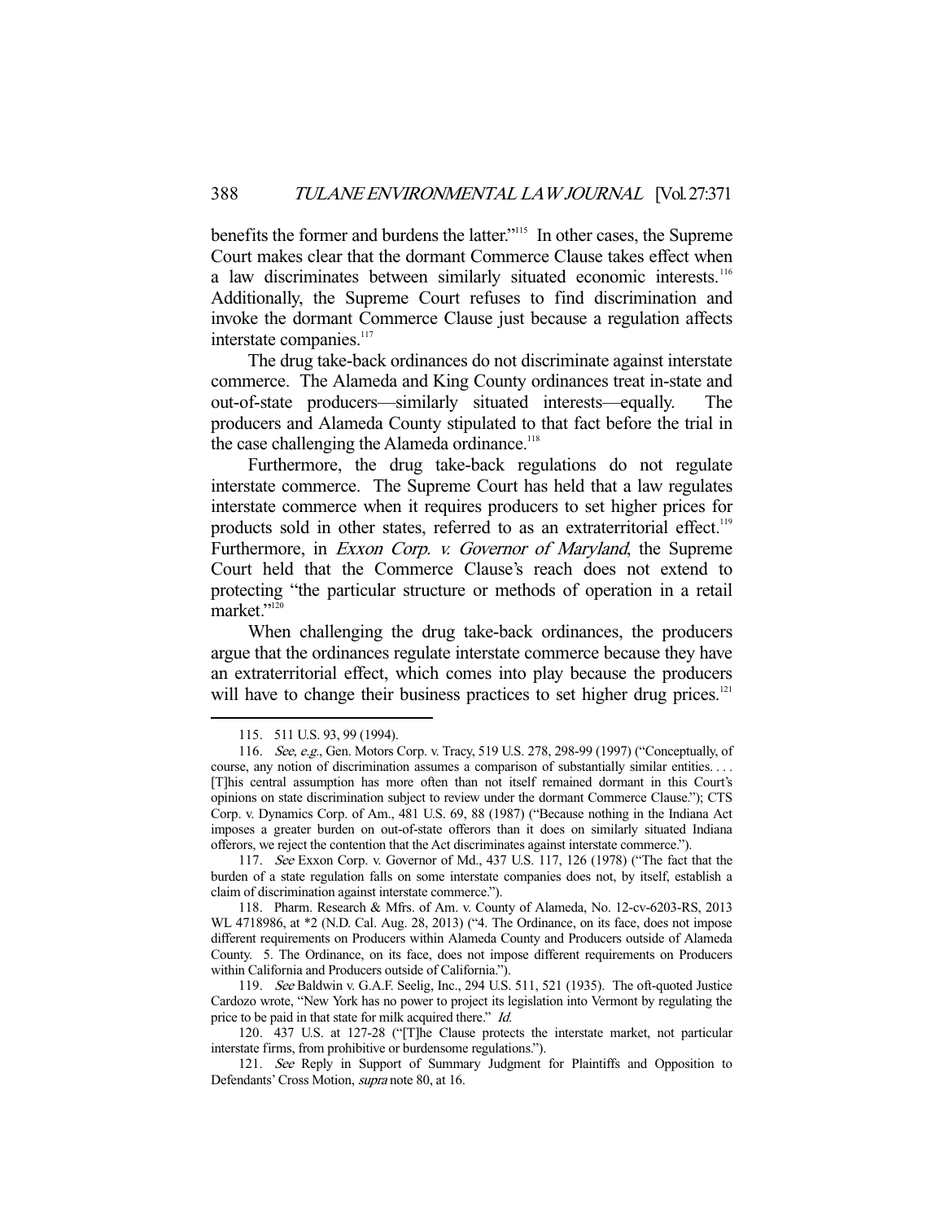benefits the former and burdens the latter."[115] In other cases, the Supreme Court makes clear that the dormant Commerce Clause takes effect when a law discriminates between similarly situated economic interests.[116] Additionally, the Supreme Court refuses to find discrimination and invoke the dormant Commerce Clause just because a regulation affects interstate companies.[117]

The drug take-back ordinances do not discriminate against interstate commerce. The Alameda and King County ordinances treat in-state and out-of-state producers—similarly situated interests—equally. The producers and Alameda County stipulated to that fact before the trial in the case challenging the Alameda ordinance.[118]

Furthermore, the drug take-back regulations do not regulate interstate commerce. The Supreme Court has held that a law regulates interstate commerce when it requires producers to set higher prices for products sold in other states, referred to as an extraterritorial effect.[119] Furthermore, in *Exxon Corp. v. Governor of Maryland*, the Supreme Court held that the Commerce Clause's reach does not extend to protecting "the particular structure or methods of operation in a retail market."[120]

When challenging the drug take-back ordinances, the producers argue that the ordinances regulate interstate commerce because they have an extraterritorial effect, which comes into play because the producers will have to change their business practices to set higher drug prices.[121]

---

115. 511 U.S. 93, 99 (1994).

116. *See, e.g.*, Gen. Motors Corp. v. Tracy, 519 U.S. 278, 298-99 (1997) ("Conceptually, of course, any notion of discrimination assumes a comparison of substantially similar entities. . . . [T]his central assumption has more often than not itself remained dormant in this Court's opinions on state discrimination subject to review under the dormant Commerce Clause."); CTS Corp. v. Dynamics Corp. of Am., 481 U.S. 69, 88 (1987) ("Because nothing in the Indiana Act imposes a greater burden on out-of-state offerors than it does on similarly situated Indiana offerors, we reject the contention that the Act discriminates against interstate commerce.").

117. *See* Exxon Corp. v. Governor of Md., 437 U.S. 117, 126 (1978) ("The fact that the burden of a state regulation falls on some interstate companies does not, by itself, establish a claim of discrimination against interstate commerce.").

118. Pharm. Research & Mfrs. of Am. v. County of Alameda, No. 12-cv-6203-RS, 2013 WL 4718986, at *2 (N.D. Cal. Aug. 28, 2013) ("4. The Ordinance, on its face, does not impose different requirements on Producers within Alameda County and Producers outside of Alameda County. 5. The Ordinance, on its face, does not impose different requirements on Producers within California and Producers outside of California.").

119. *See* Baldwin v. G.A.F. Seelig, Inc., 294 U.S. 511, 521 (1935). The oft-quoted Justice Cardozo wrote, "New York has no power to project its legislation into Vermont by regulating the price to be paid in that state for milk acquired there." *Id.*

120. 437 U.S. at 127-28 ("[T]he Clause protects the interstate market, not particular interstate firms, from prohibitive or burdensome regulations.").

121. *See* Reply in Support of Summary Judgment for Plaintiffs and Opposition to Defendants' Cross Motion, *supra* note 80, at 16.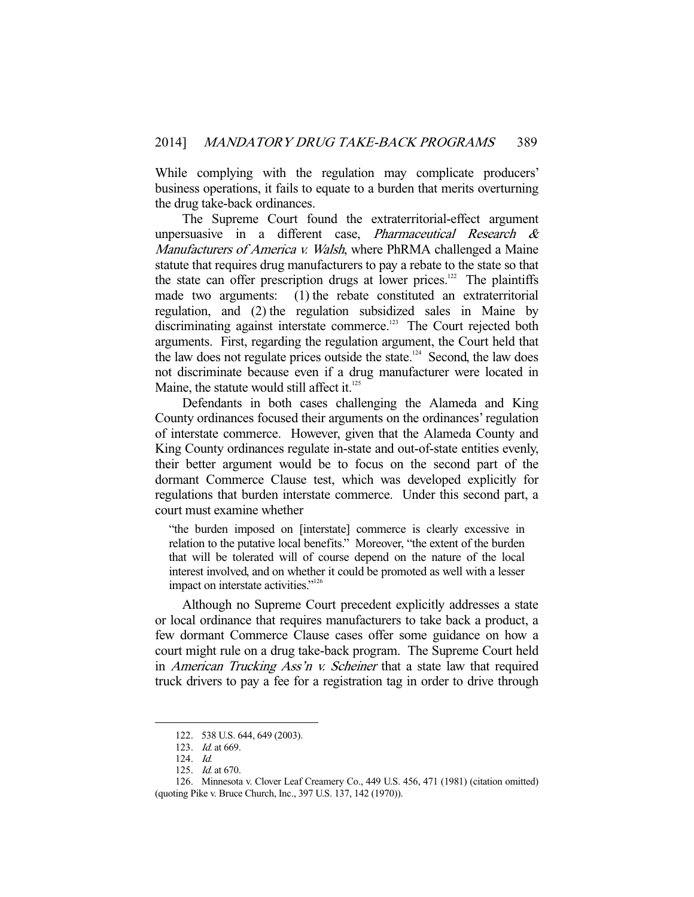While complying with the regulation may complicate producers' business operations, it fails to equate to a burden that merits overturning the drug take-back ordinances.

The Supreme Court found the extraterritorial-effect argument unpersuasive in a different case, *Pharmaceutical Research & Manufacturers of America v. Walsh*, where PhRMA challenged a Maine statute that requires drug manufacturers to pay a rebate to the state so that the state can offer prescription drugs at lower prices.[122] The plaintiffs made two arguments: (1) the rebate constituted an extraterritorial regulation, and (2) the regulation subsidized sales in Maine by discriminating against interstate commerce.[123] The Court rejected both arguments. First, regarding the regulation argument, the Court held that the law does not regulate prices outside the state.[124] Second, the law does not discriminate because even if a drug manufacturer were located in Maine, the statute would still affect it.[125]

Defendants in both cases challenging the Alameda and King County ordinances focused their arguments on the ordinances' regulation of interstate commerce. However, given that the Alameda County and King County ordinances regulate in-state and out-of-state entities evenly, their better argument would be to focus on the second part of the dormant Commerce Clause test, which was developed explicitly for regulations that burden interstate commerce. Under this second part, a court must examine whether

> "the burden imposed on [interstate] commerce is clearly excessive in relation to the putative local benefits." Moreover, "the extent of the burden that will be tolerated will of course depend on the nature of the local interest involved, and on whether it could be promoted as well with a lesser impact on interstate activities."[126]

Although no Supreme Court precedent explicitly addresses a state or local ordinance that requires manufacturers to take back a product, a few dormant Commerce Clause cases offer some guidance on how a court might rule on a drug take-back program. The Supreme Court held in *American Trucking Ass'n v. Scheiner* that a state law that required truck drivers to pay a fee for a registration tag in order to drive through

---

122. 538 U.S. 644, 649 (2003).

123. *Id.* at 669.

124. *Id.*

125. *Id.* at 670.

126. Minnesota v. Clover Leaf Creamery Co., 449 U.S. 456, 471 (1981) (citation omitted) (quoting Pike v. Bruce Church, Inc., 397 U.S. 137, 142 (1970)).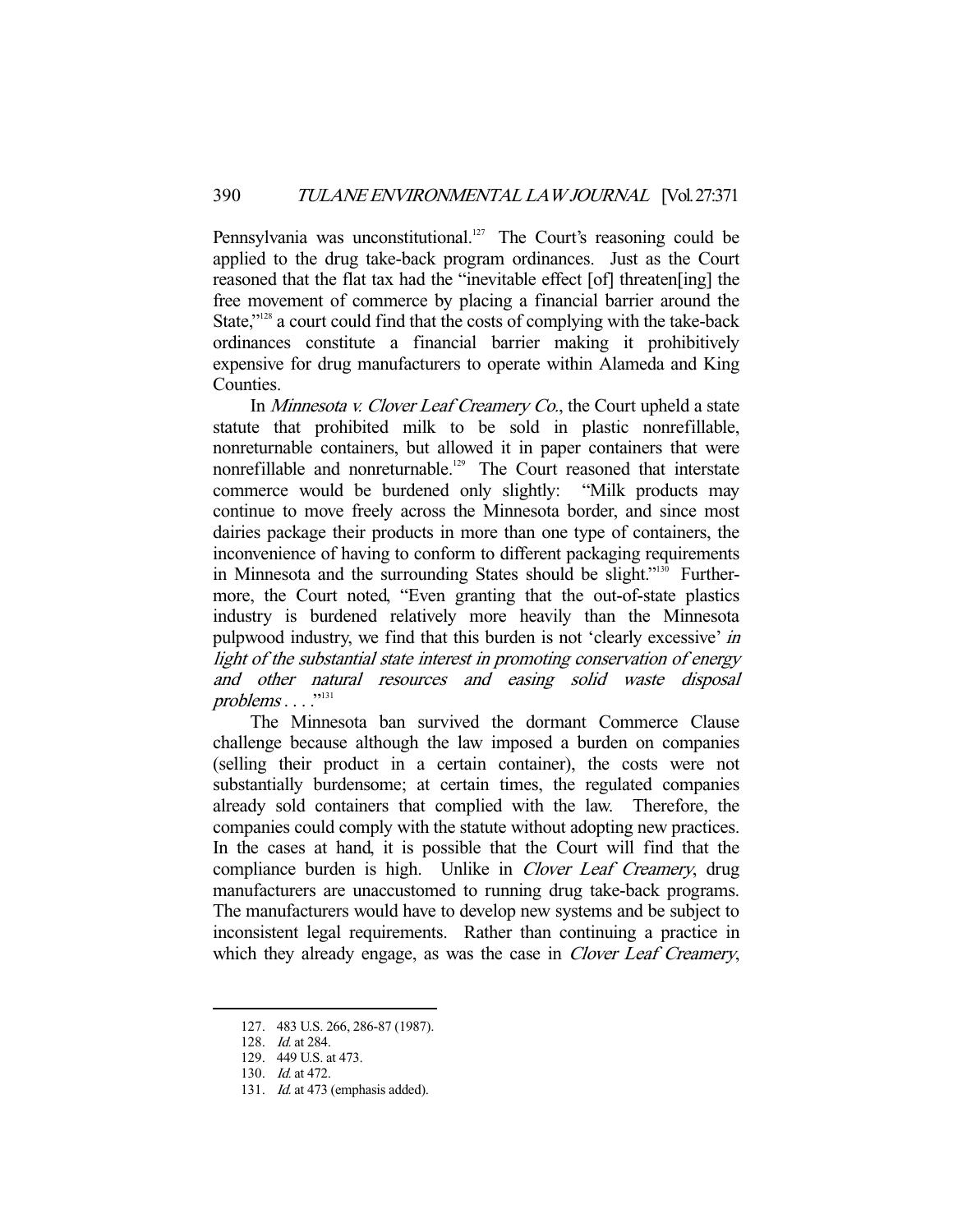Pennsylvania was unconstitutional.[127] The Court's reasoning could be applied to the drug take-back program ordinances. Just as the Court reasoned that the flat tax had the "inevitable effect [of] threaten[ing] the free movement of commerce by placing a financial barrier around the State,"[128] a court could find that the costs of complying with the take-back ordinances constitute a financial barrier making it prohibitively expensive for drug manufacturers to operate within Alameda and King Counties.

In *Minnesota v. Clover Leaf Creamery Co.*, the Court upheld a state statute that prohibited milk to be sold in plastic nonrefillable, nonreturnable containers, but allowed it in paper containers that were nonrefillable and nonreturnable.[129] The Court reasoned that interstate commerce would be burdened only slightly: "Milk products may continue to move freely across the Minnesota border, and since most dairies package their products in more than one type of containers, the inconvenience of having to conform to different packaging requirements in Minnesota and the surrounding States should be slight."[130] Furthermore, the Court noted, "Even granting that the out-of-state plastics industry is burdened relatively more heavily than the Minnesota pulpwood industry, we find that this burden is not 'clearly excessive' *in light of the substantial state interest in promoting conservation of energy and other natural resources and easing solid waste disposal problems . . . .*"[131]

The Minnesota ban survived the dormant Commerce Clause challenge because although the law imposed a burden on companies (selling their product in a certain container), the costs were not substantially burdensome; at certain times, the regulated companies already sold containers that complied with the law. Therefore, the companies could comply with the statute without adopting new practices. In the cases at hand, it is possible that the Court will find that the compliance burden is high. Unlike in *Clover Leaf Creamery*, drug manufacturers are unaccustomed to running drug take-back programs. The manufacturers would have to develop new systems and be subject to inconsistent legal requirements. Rather than continuing a practice in which they already engage, as was the case in *Clover Leaf Creamery*,

---

127. 483 U.S. 266, 286-87 (1987).

128. *Id.* at 284.

129. 449 U.S. at 473.

130. *Id.* at 472.

131. *Id.* at 473 (emphasis added).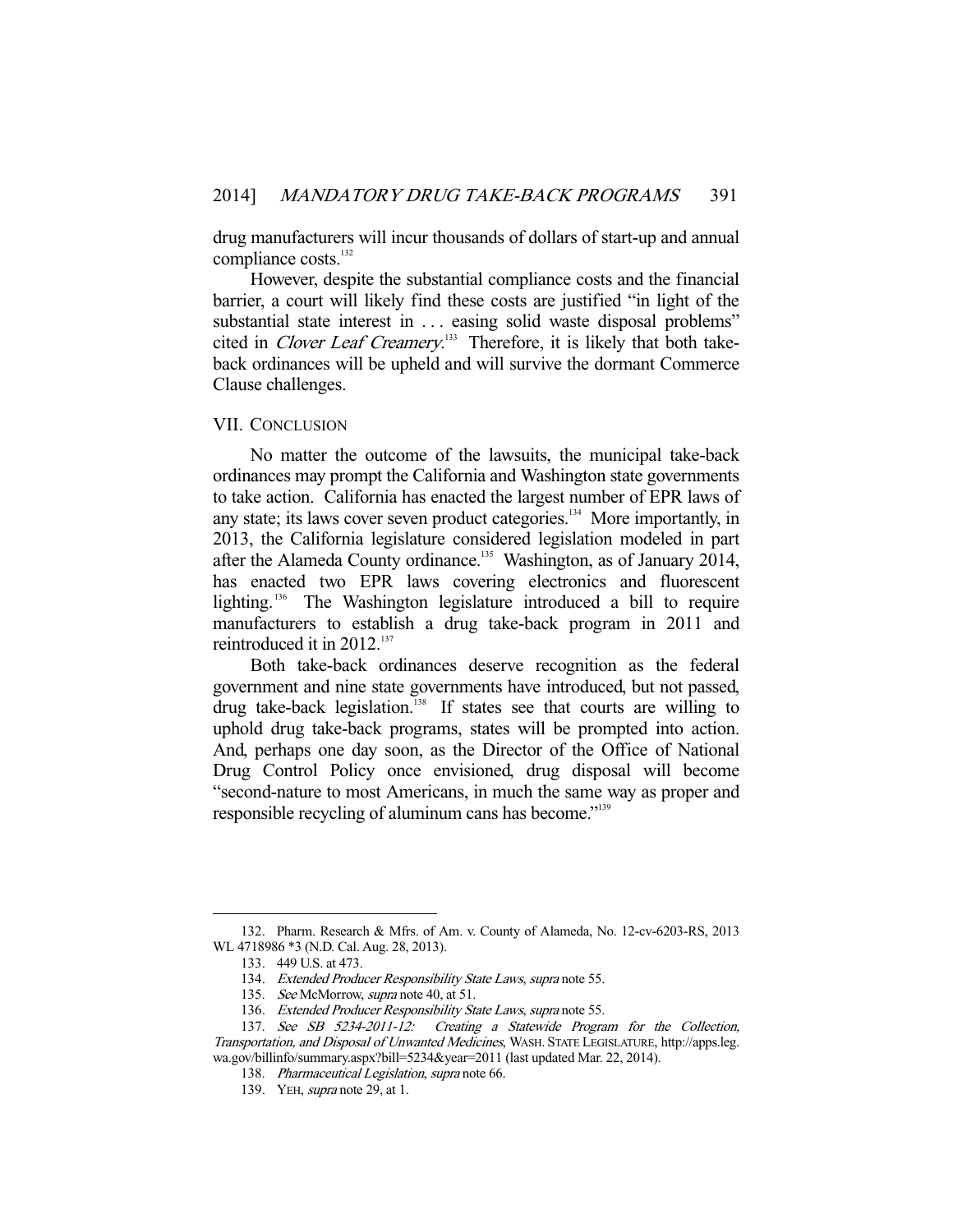drug manufacturers will incur thousands of dollars of start-up and annual compliance costs.[132]

However, despite the substantial compliance costs and the financial barrier, a court will likely find these costs are justified "in light of the substantial state interest in . . . easing solid waste disposal problems" cited in *Clover Leaf Creamery*.[133] Therefore, it is likely that both take-back ordinances will be upheld and will survive the dormant Commerce Clause challenges.

## VII. Conclusion

No matter the outcome of the lawsuits, the municipal take-back ordinances may prompt the California and Washington state governments to take action. California has enacted the largest number of EPR laws of any state; its laws cover seven product categories.[134] More importantly, in 2013, the California legislature considered legislation modeled in part after the Alameda County ordinance.[135] Washington, as of January 2014, has enacted two EPR laws covering electronics and fluorescent lighting.[136] The Washington legislature introduced a bill to require manufacturers to establish a drug take-back program in 2011 and reintroduced it in 2012.[137]

Both take-back ordinances deserve recognition as the federal government and nine state governments have introduced, but not passed, drug take-back legislation.[138] If states see that courts are willing to uphold drug take-back programs, states will be prompted into action. And, perhaps one day soon, as the Director of the Office of National Drug Control Policy once envisioned, drug disposal will become "second-nature to most Americans, in much the same way as proper and responsible recycling of aluminum cans has become."[139]

---

132. Pharm. Research & Mfrs. of Am. v. County of Alameda, No. 12-cv-6203-RS, 2013 WL 4718986 *3 (N.D. Cal. Aug. 28, 2013).

133. 449 U.S. at 473.

134. *Extended Producer Responsibility State Laws*, *supra* note 55.

135. *See* McMorrow, *supra* note 40, at 51.

136. *Extended Producer Responsibility State Laws*, *supra* note 55.

137. *See SB 5234-2011-12: Creating a Statewide Program for the Collection, Transportation, and Disposal of Unwanted Medicines*, WASH. STATE LEGISLATURE, http://apps.leg.wa.gov/billinfo/summary.aspx?bill=5234&year=2011 (last updated Mar. 22, 2014).

138. *Pharmaceutical Legislation*, *supra* note 66.

139. YEH, *supra* note 29, at 1.